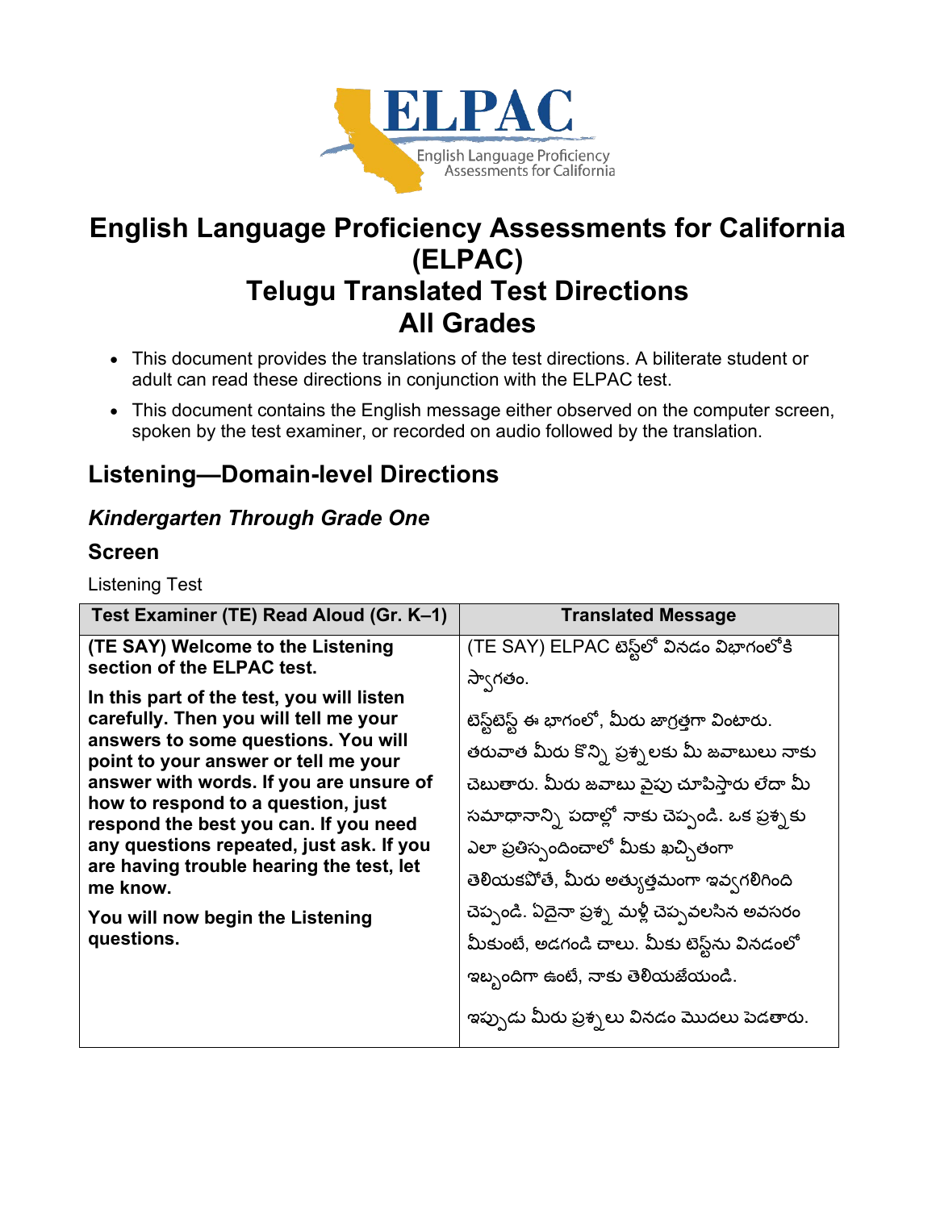# English Language Proficiency Assessments for California (ELPAC)
# Telugu Translated Test Directions
# All Grades

- This document provides the translations of the test directions. A biliterate student or adult can read these directions in conjunction with the ELPAC test.
- This document contains the English message either observed on the computer screen, spoken by the test examiner, or recorded on audio followed by the translation.

## Listening—Domain-level Directions

### *Kindergarten Through Grade One*

### Screen

Listening Test

| Test Examiner (TE) Read Aloud (Gr. K–1) | Translated Message |
|---|---|
| **(TE SAY) Welcome to the Listening section of the ELPAC test.** <br><br> **In this part of the test, you will listen carefully. Then you will tell me your answers to some questions. You will point to your answer or tell me your answer with words. If you are unsure of how to respond to a question, just respond the best you can. If you need any questions repeated, just ask. If you are having trouble hearing the test, let me know.** <br><br> **You will now begin the Listening questions.** | (TE SAY) ELPAC టెస్ట్‌లో వినడం విభాగంలోకి స్వాగతం. <br><br> టెస్ట్‌టెస్ట్ ఈ భాగంలో, మీరు జాగ్రత్తగా వింటారు. తరువాత మీరు కొన్ని ప్రశ్నలకు మీ జవాబులు నాకు చెబుతారు. మీరు జవాబు వైపు చూపిస్తారు లేదా మీ సమాధానాన్ని పదాల్లో నాకు చెప్పండి. ఒక ప్రశ్నకు ఎలా ప్రతిస్పందించాలో మీకు ఖచ్చితంగా తెలియకపోతే, మీరు అత్యుత్తమంగా ఇవ్వగలిగింది చెప్పండి. ఏదైనా ప్రశ్న మళ్లీ చెప్పవలసిన అవసరం మీకుంటే, అడగండి చాలు. మీకు టెస్ట్‌ను వినడంలో ఇబ్బందిగా ఉంటే, నాకు తెలియజేయండి. <br><br> ఇప్పుడు మీరు ప్రశ్నలు వినడం మొదలు పెడతారు. |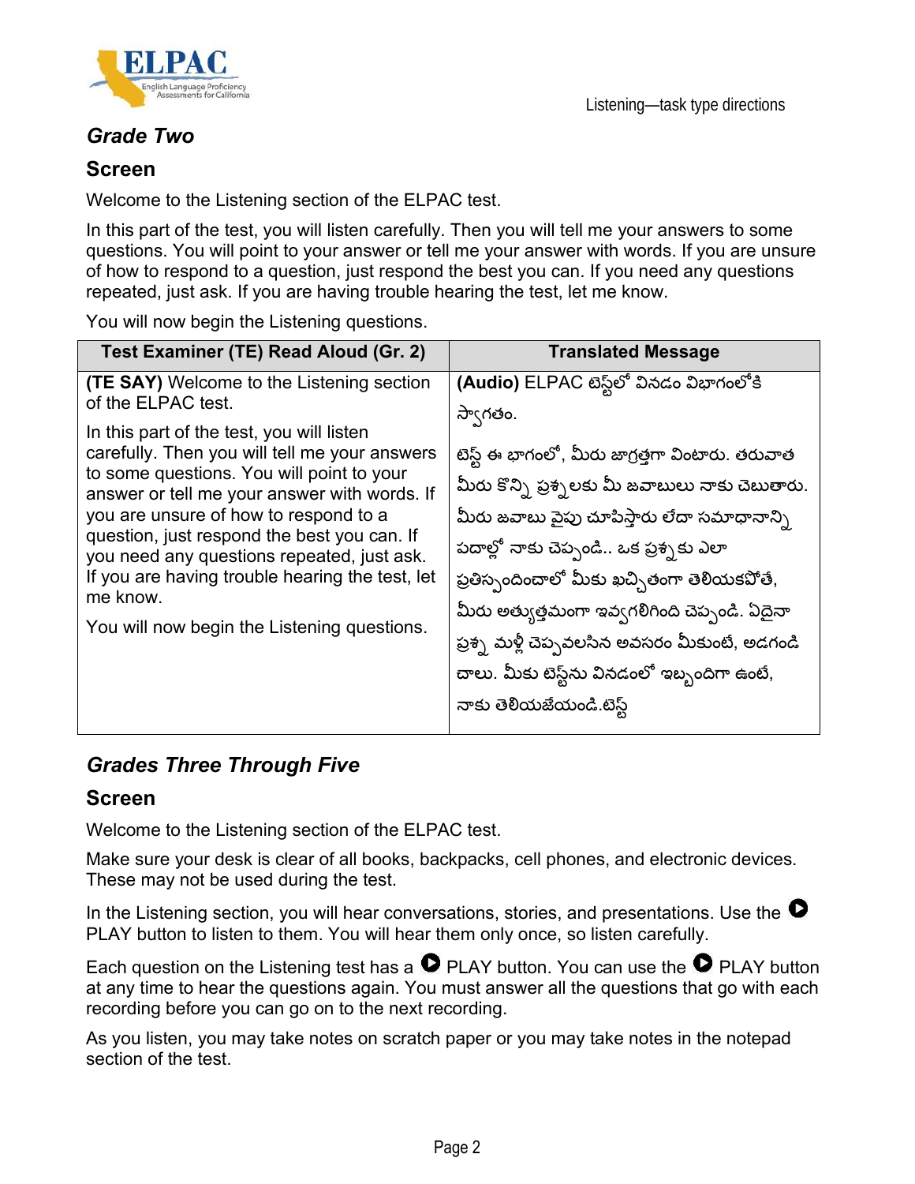### *Grade Two*

#### Screen

Welcome to the Listening section of the ELPAC test.

In this part of the test, you will listen carefully. Then you will tell me your answers to some questions. You will point to your answer or tell me your answer with words. If you are unsure of how to respond to a question, just respond the best you can. If you need any questions repeated, just ask. If you are having trouble hearing the test, let me know.

You will now begin the Listening questions.

| Test Examiner (TE) Read Aloud (Gr. 2) | Translated Message |
|---|---|
| **(TE SAY)** Welcome to the Listening section of the ELPAC test.<br><br>In this part of the test, you will listen carefully. Then you will tell me your answers to some questions. You will point to your answer or tell me your answer with words. If you are unsure of how to respond to a question, just respond the best you can. If you need any questions repeated, just ask. If you are having trouble hearing the test, let me know.<br><br>You will now begin the Listening questions. | **(Audio)** ELPAC టెస్ట్‌లో వినడం విభాగంలోకి స్వాగతం.<br><br>టెస్ట్ ఈ భాగంలో, మీరు జాగ్రత్తగా వింటారు. తరువాత మీరు కొన్ని ప్రశ్నలకు మీ జవాబులు నాకు చెబుతారు. మీరు జవాబు వైపు చూపిస్తారు లేదా సమాధానాన్ని పదాల్లో నాకు చెప్పండి.. ఒక ప్రశ్నకు ఎలా ప్రతిస్పందించాలో మీకు ఖచ్చితంగా తెలియకపోతే, మీరు అత్యుత్తమంగా ఇవ్వగలిగింది చెప్పండి. ఏదైనా ప్రశ్న మళ్లీ చెప్పవలసిన అవసరం మీకుంటే, అడగండి చాలు. మీకు టెస్ట్‌ను వినడంలో ఇబ్బందిగా ఉంటే, నాకు తెలియజేయండి.టెస్ట్ |

### *Grades Three Through Five*

#### Screen

Welcome to the Listening section of the ELPAC test.

Make sure your desk is clear of all books, backpacks, cell phones, and electronic devices. These may not be used during the test.

In the Listening section, you will hear conversations, stories, and presentations. Use the ▶ PLAY button to listen to them. You will hear them only once, so listen carefully.

Each question on the Listening test has a ▶ PLAY button. You can use the ▶ PLAY button at any time to hear the questions again. You must answer all the questions that go with each recording before you can go on to the next recording.

As you listen, you may take notes on scratch paper or you may take notes in the notepad section of the test.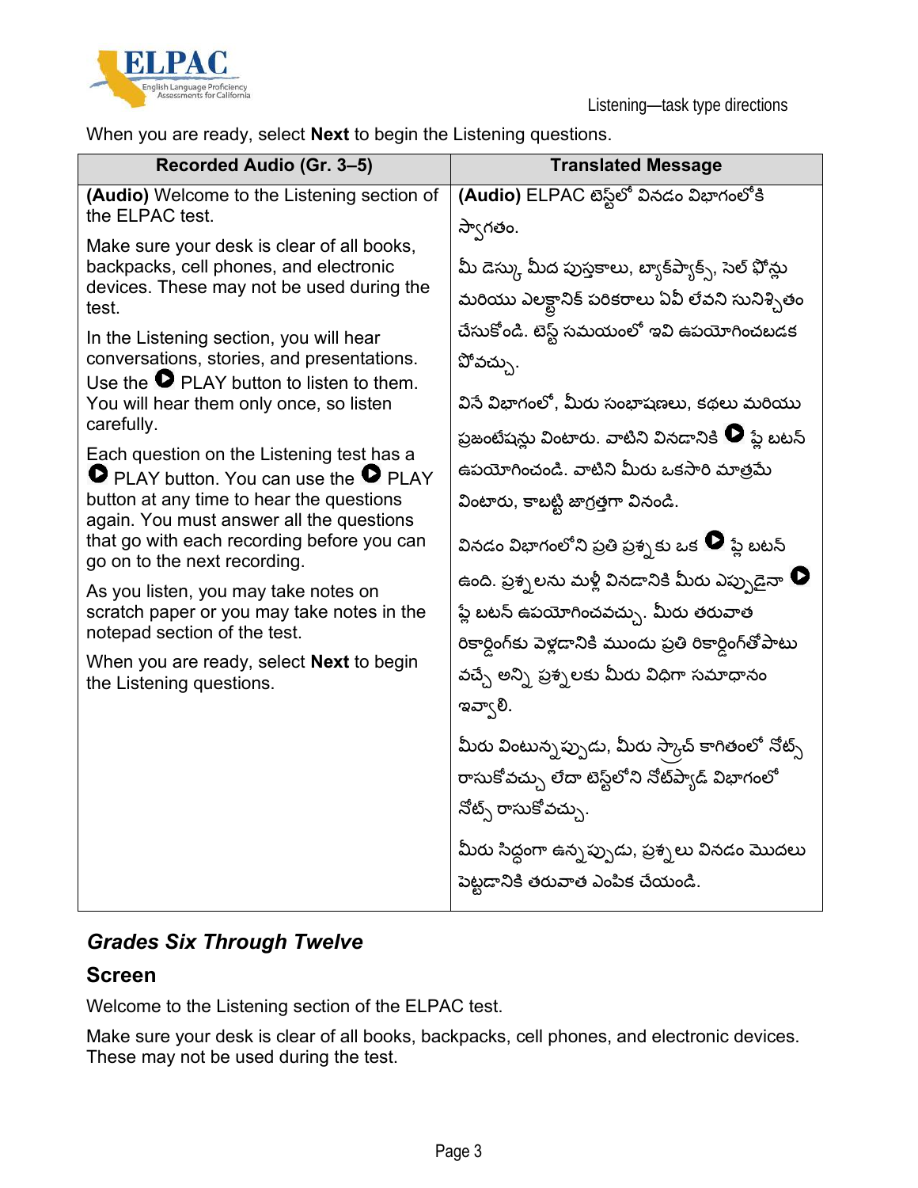When you are ready, select **Next** to begin the Listening questions.

| Recorded Audio (Gr. 3–5) | Translated Message |
|---|---|
| **(Audio)** Welcome to the Listening section of the ELPAC test.<br><br>Make sure your desk is clear of all books, backpacks, cell phones, and electronic devices. These may not be used during the test.<br><br>In the Listening section, you will hear conversations, stories, and presentations. Use the ▶ PLAY button to listen to them. You will hear them only once, so listen carefully.<br><br>Each question on the Listening test has a ▶ PLAY button. You can use the ▶ PLAY button at any time to hear the questions again. You must answer all the questions that go with each recording before you can go on to the next recording.<br><br>As you listen, you may take notes on scratch paper or you may take notes in the notepad section of the test.<br><br>When you are ready, select **Next** to begin the Listening questions. | **(Audio)** ELPAC టెస్ట్‌లో వినడం విభాగంలోకి స్వాగతం.<br><br>మీ డెస్కు మీద పుస్తకాలు, బ్యాక్‌ప్యాక్స్, సెల్ ఫోన్లు మరియు ఎలక్ట్రానిక్ పరికరాలు ఏవీ లేవని సునిశ్చితం చేసుకోండి. టెస్ట్ సమయంలో ఇవి ఉపయోగించబడక పోవచ్చు.<br><br>వినే విభాగంలో, మీరు సంభాషణలు, కథలు మరియు ప్రజంటేషన్లు వింటారు. వాటిని వినడానికి ▶ ప్లే బటన్ ఉపయోగించండి. వాటిని మీరు ఒకసారి మాత్రమే వింటారు, కాబట్టి జాగ్రత్తగా వినండి.<br><br>వినడం విభాగంలోని ప్రతి ప్రశ్నకు ఒక ▶ ప్లే బటన్ ఉంది. ప్రశ్నలను మళ్లీ వినడానికి మీరు ఎప్పుడైనా ▶ ప్లే బటన్ ఉపయోగించవచ్చు. మీరు తరువాత రికార్డింగ్‌కు వెళ్లడానికి ముందు ప్రతి రికార్డింగ్‌తోపాటు వచ్చే అన్ని ప్రశ్నలకు మీరు విధిగా సమాధానం ఇవ్వాలి.<br><br>మీరు వింటున్నప్పుడు, మీరు స్క్రాచ్ కాగితంలో నోట్స్ రాసుకోవచ్చు లేదా టెస్ట్‌లోని నోట్‌ప్యాడ్ విభాగంలో నోట్స్ రాసుకోవచ్చు.<br><br>మీరు సిద్ధంగా ఉన్నప్పుడు, ప్రశ్నలు వినడం మొదలు పెట్టడానికి తరువాత ఎంపిక చేయండి. |

### *Grades Six Through Twelve*

### Screen

Welcome to the Listening section of the ELPAC test.

Make sure your desk is clear of all books, backpacks, cell phones, and electronic devices. These may not be used during the test.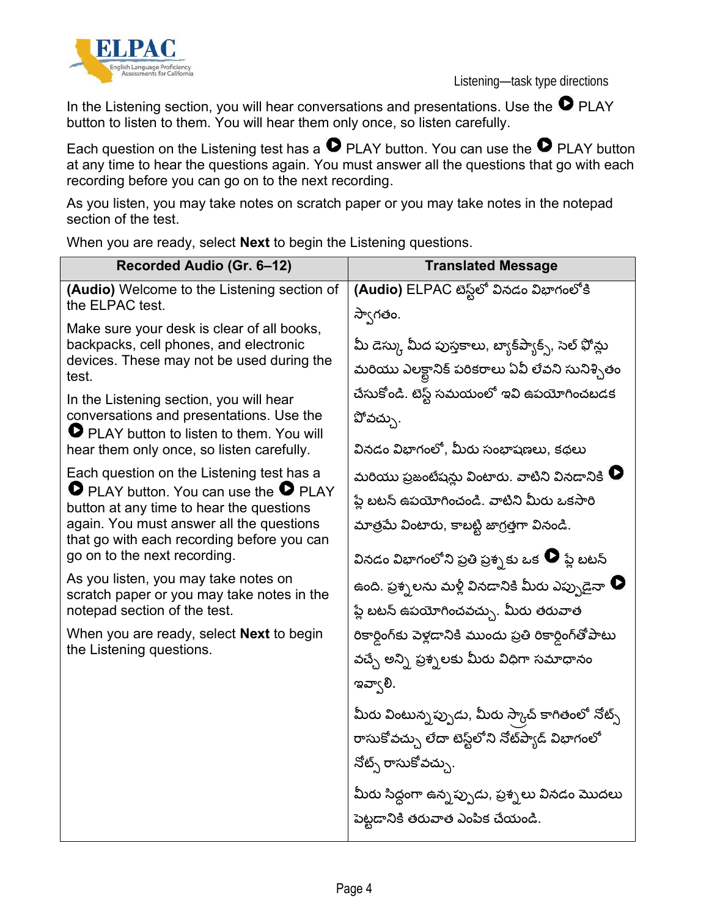In the Listening section, you will hear conversations and presentations. Use the ▶ PLAY button to listen to them. You will hear them only once, so listen carefully.

Each question on the Listening test has a ▶ PLAY button. You can use the ▶ PLAY button at any time to hear the questions again. You must answer all the questions that go with each recording before you can go on to the next recording.

As you listen, you may take notes on scratch paper or you may take notes in the notepad section of the test.

When you are ready, select **Next** to begin the Listening questions.

| Recorded Audio (Gr. 6–12) | Translated Message |
|---|---|
| **(Audio)** Welcome to the Listening section of the ELPAC test.<br><br>Make sure your desk is clear of all books, backpacks, cell phones, and electronic devices. These may not be used during the test.<br><br>In the Listening section, you will hear conversations and presentations. Use the ▶ PLAY button to listen to them. You will hear them only once, so listen carefully.<br><br>Each question on the Listening test has a ▶ PLAY button. You can use the ▶ PLAY button at any time to hear the questions again. You must answer all the questions that go with each recording before you can go on to the next recording.<br><br>As you listen, you may take notes on scratch paper or you may take notes in the notepad section of the test.<br><br>When you are ready, select **Next** to begin the Listening questions. | **(Audio)** ELPAC టెస్ట్‌లో వినడం విభాగంలోకి స్వాగతం.<br><br>మీ డెస్కు మీద పుస్తకాలు, బ్యాక్‌ప్యాక్స్, సెల్ ఫోన్లు మరియు ఎలక్ట్రానిక్ పరికరాలు ఏవీ లేవని సునిశ్చితం చేసుకోండి. టెస్ట్ సమయంలో ఇవి ఉపయోగించబడక పోవచ్చు.<br><br>వినడం విభాగంలో, మీరు సంభాషణలు, కథలు మరియు ప్రజంటేషన్లు వింటారు. వాటిని వినడానికి ▶ ప్లే బటన్ ఉపయోగించండి. వాటిని మీరు ఒకసారి మాత్రమే వింటారు, కాబట్టి జాగ్రత్తగా వినండి.<br><br>వినడం విభాగంలోని ప్రతి ప్రశ్నకు ఒక ▶ ప్లే బటన్ ఉంది. ప్రశ్నలను మళ్లీ వినడానికి మీరు ఎప్పుడైనా ▶ ప్లే బటన్ ఉపయోగించవచ్చు. మీరు తరువాత రికార్డింగ్‌కు వెళ్లడానికి ముందు ప్రతి రికార్డింగ్‌తోపాటు వచ్చే అన్ని ప్రశ్నలకు మీరు విధిగా సమాధానం ఇవ్వాలి.<br><br>మీరు వింటున్నప్పుడు, మీరు స్క్రాచ్ కాగితంలో నోట్స్ రాసుకోవచ్చు లేదా టెస్ట్‌లోని నోట్‌ప్యాడ్ విభాగంలో నోట్స్ రాసుకోవచ్చు.<br><br>మీరు సిద్ధంగా ఉన్నప్పుడు, ప్రశ్నలు వినడం మొదలు పెట్టడానికి తరువాత ఎంపిక చేయండి. |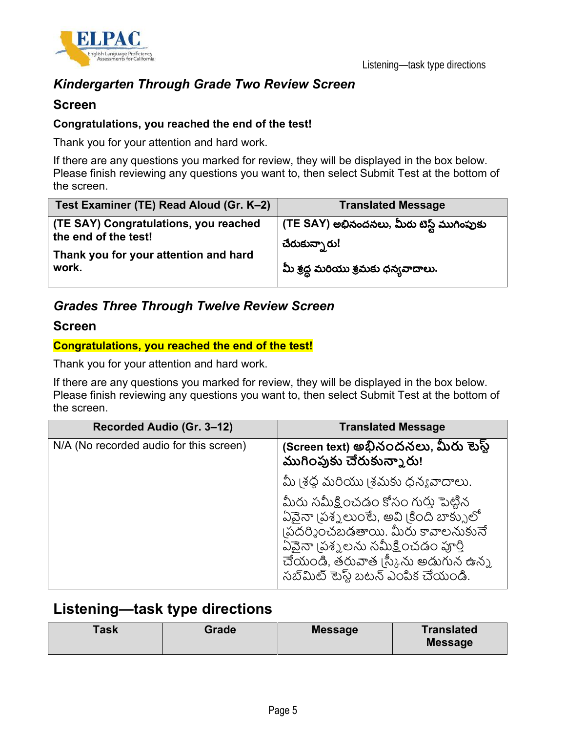### *Kindergarten Through Grade Two Review Screen*

#### Screen

**Congratulations, you reached the end of the test!**

Thank you for your attention and hard work.

If there are any questions you marked for review, they will be displayed in the box below. Please finish reviewing any questions you want to, then select Submit Test at the bottom of the screen.

| Test Examiner (TE) Read Aloud (Gr. K–2) | Translated Message |
|---|---|
| **(TE SAY) Congratulations, you reached the end of the test!** <br> **Thank you for your attention and hard work.** | **(TE SAY) అభినందనలు, మీరు టెస్ట్ ముగింపుకు చేరుకున్నారు!** <br> **మీ శ్రద్ధ మరియు శ్రమకు ధన్యవాదాలు.** |

### *Grades Three Through Twelve Review Screen*

#### Screen

**Congratulations, you reached the end of the test!**

Thank you for your attention and hard work.

If there are any questions you marked for review, they will be displayed in the box below. Please finish reviewing any questions you want to, then select Submit Test at the bottom of the screen.

| Recorded Audio (Gr. 3–12) | Translated Message |
|---|---|
| N/A (No recorded audio for this screen) | **(Screen text) అభినందనలు, మీరు టెస్ట్ ముగింపుకు చేరుకున్నారు!** <br> మీ శ్రద్ధ మరియు శ్రమకు ధన్యవాదాలు. <br> మీరు సమీక్షించడం కోసం గుర్తు పెట్టిన ఏవైనా ప్రశ్నలుంటే, అవి క్రింది బాక్సులో ప్రదర్శించబడతాయి. మీరు కావాలనుకునే ఏవైనా ప్రశ్నలను సమీక్షించడం పూర్తి చేయండి, తరువాత స్క్రీను అడుగున ఉన్న సబ్‌మిట్ టెస్ట్ బటన్ ఎంపిక చేయండి. |

## Listening—task type directions

| Task | Grade | Message | Translated Message |
|---|---|---|---|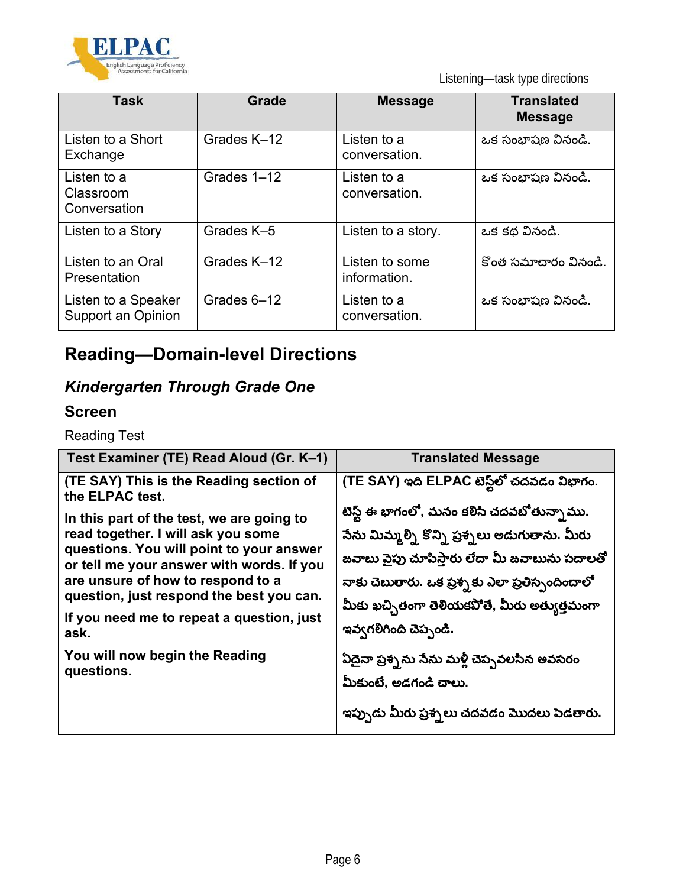| Task | Grade | Message | Translated Message |
|---|---|---|---|
| Listen to a Short Exchange | Grades K–12 | Listen to a conversation. | ఒక సంభాషణ వినండి. |
| Listen to a Classroom Conversation | Grades 1–12 | Listen to a conversation. | ఒక సంభాషణ వినండి. |
| Listen to a Story | Grades K–5 | Listen to a story. | ఒక కథ వినండి. |
| Listen to an Oral Presentation | Grades K–12 | Listen to some information. | కొంత సమాచారం వినండి. |
| Listen to a Speaker Support an Opinion | Grades 6–12 | Listen to a conversation. | ఒక సంభాషణ వినండి. |

## Reading—Domain-level Directions

### *Kindergarten Through Grade One*

### Screen

Reading Test

| Test Examiner (TE) Read Aloud (Gr. K–1) | Translated Message |
|---|---|
| **(TE SAY) This is the Reading section of the ELPAC test.**<br><br>**In this part of the test, we are going to read together. I will ask you some questions. You will point to your answer or tell me your answer with words. If you are unsure of how to respond to a question, just respond the best you can.**<br><br>**If you need me to repeat a question, just ask.**<br><br>**You will now begin the Reading questions.** | **(TE SAY) ఇది ELPAC టెస్ట్‌లో చదవడం విభాగం.**<br><br>**టెస్ట్ ఈ భాగంలో, మనం కలిసి చదవబోతున్నాము. నేను మిమ్మల్ని కొన్ని ప్రశ్నలు అడుగుతాను. మీరు జవాబు వైపు చూపిస్తారు లేదా మీ జవాబును పదాలతో నాకు చెబుతారు. ఒక ప్రశ్నకు ఎలా ప్రతిస్పందించాలో మీకు ఖచ్చితంగా తెలియకపోతే, మీరు అత్యుత్తమంగా ఇవ్వగలిగింది చెప్పండి.**<br><br>**ఏదైనా ప్రశ్నను నేను మళ్లీ చెప్పవలసిన అవసరం మీకుంటే, అడగండి చాలు.**<br><br>**ఇప్పుడు మీరు ప్రశ్నలు చదవడం మొదలు పెడతారు.** |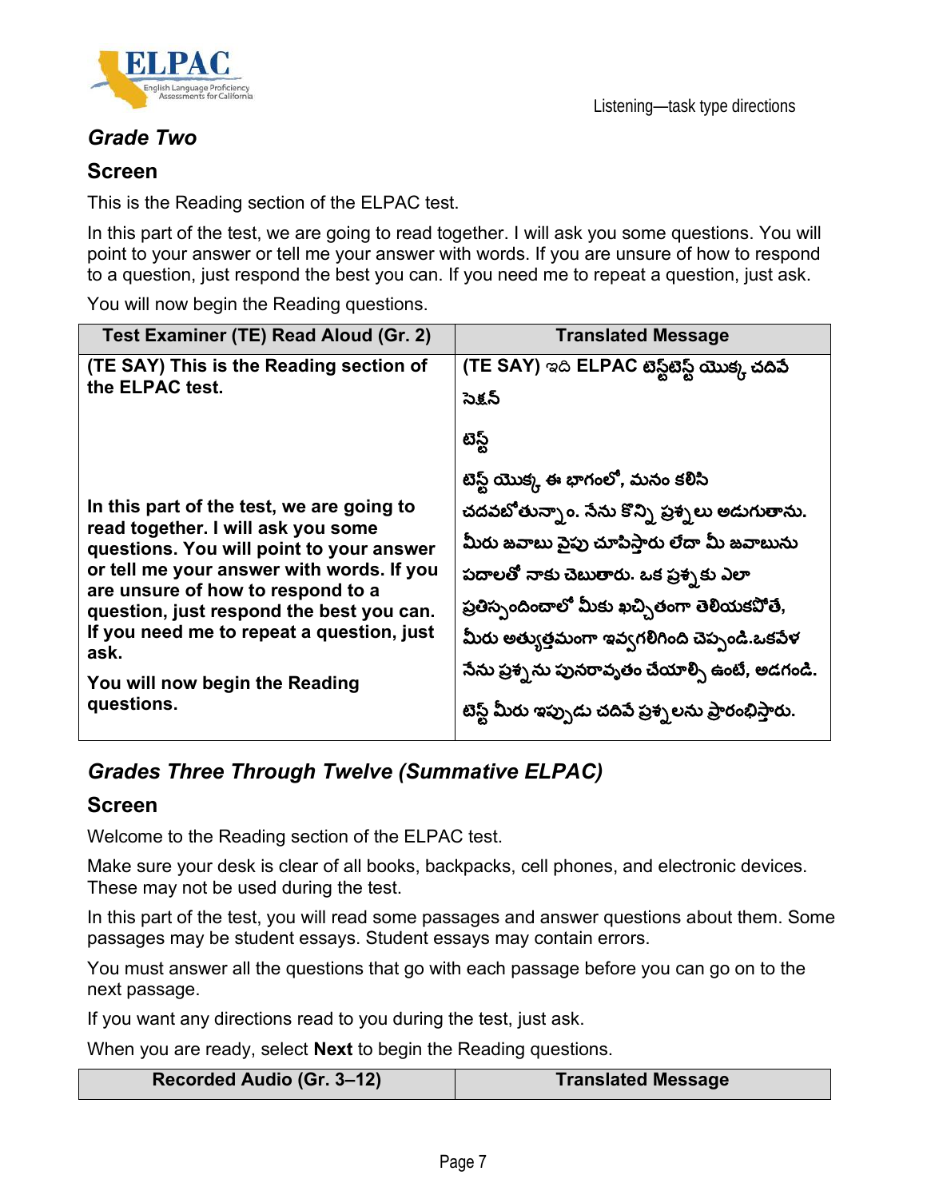## *Grade Two*

### Screen

This is the Reading section of the ELPAC test.

In this part of the test, we are going to read together. I will ask you some questions. You will point to your answer or tell me your answer with words. If you are unsure of how to respond to a question, just respond the best you can. If you need me to repeat a question, just ask.

You will now begin the Reading questions.

| Test Examiner (TE) Read Aloud (Gr. 2) | Translated Message |
|---|---|
| **(TE SAY) This is the Reading section of the ELPAC test.** | **(TE SAY)** ఇది **ELPAC** టెస్ట్‌టెస్ట్ యొక్క చదివే సెక్షన్<br><br>టెస్ట్ |
| **In this part of the test, we are going to read together. I will ask you some questions. You will point to your answer or tell me your answer with words. If you are unsure of how to respond to a question, just respond the best you can. If you need me to repeat a question, just ask.**<br><br>**You will now begin the Reading questions.** | టెస్ట్ యొక్క ఈ భాగంలో, మనం కలిసి చదవబోతున్నాం. నేను కొన్ని ప్రశ్నలు అడుగుతాను. మీరు జవాబు వైపు చూపిస్తారు లేదా మీ జవాబును పదాలతో నాకు చెబుతారు. ఒక ప్రశ్నకు ఎలా ప్రతిస్పందించాలో మీకు ఖచ్చితంగా తెలియకపోతే, మీరు అత్యుత్తమంగా ఇవ్వగలిగింది చెప్పండి.ఒకవేళ నేను ప్రశ్నను పునరావృతం చేయాల్సి ఉంటే, అడగండి.<br><br>టెస్ట్ మీరు ఇప్పుడు చదివే ప్రశ్నలను ప్రారంభిస్తారు. |

## *Grades Three Through Twelve (Summative ELPAC)*

### Screen

Welcome to the Reading section of the ELPAC test.

Make sure your desk is clear of all books, backpacks, cell phones, and electronic devices. These may not be used during the test.

In this part of the test, you will read some passages and answer questions about them. Some passages may be student essays. Student essays may contain errors.

You must answer all the questions that go with each passage before you can go on to the next passage.

If you want any directions read to you during the test, just ask.

When you are ready, select **Next** to begin the Reading questions.

| Recorded Audio (Gr. 3–12) | Translated Message |
|---|---|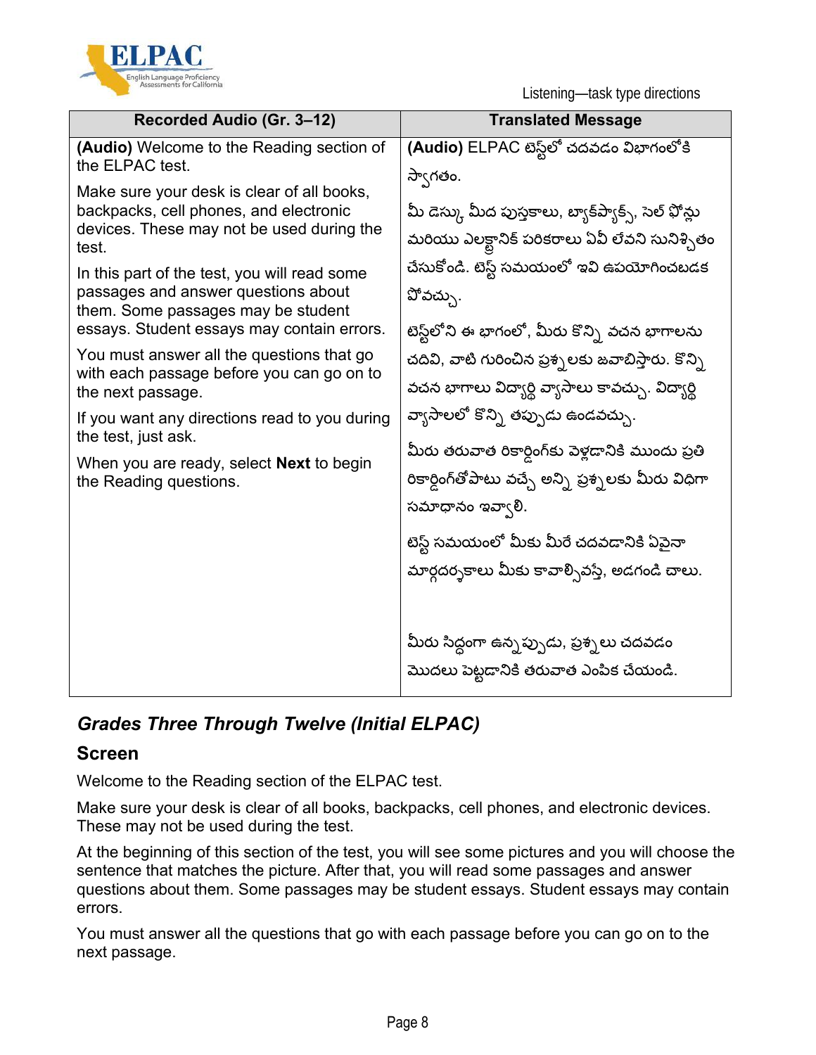Listening—task type directions

| Recorded Audio (Gr. 3–12) | Translated Message |
|---|---|
| **(Audio)** Welcome to the Reading section of the ELPAC test.<br><br>Make sure your desk is clear of all books, backpacks, cell phones, and electronic devices. These may not be used during the test.<br><br>In this part of the test, you will read some passages and answer questions about them. Some passages may be student essays. Student essays may contain errors.<br><br>You must answer all the questions that go with each passage before you can go on to the next passage.<br><br>If you want any directions read to you during the test, just ask.<br><br>When you are ready, select **Next** to begin the Reading questions. | **(Audio)** ELPAC టెస్ట్‌లో చదవడం విభాగంలోకి స్వాగతం.<br><br>మీ డెస్కు మీద పుస్తకాలు, బ్యాక్‌ప్యాక్స్, సెల్ ఫోన్లు మరియు ఎలక్ట్రానిక్ పరికరాలు ఏవీ లేవని సునిశ్చితం చేసుకోండి. టెస్ట్ సమయంలో ఇవి ఉపయోగించబడక పోవచ్చు.<br><br>టెస్ట్‌లోని ఈ భాగంలో, మీరు కొన్ని వచన భాగాలను చదివి, వాటి గురించిన ప్రశ్నలకు జవాబిస్తారు. కొన్ని వచన భాగాలు విద్యార్థి వ్యాసాలు కావచ్చు. విద్యార్థి వ్యాసాలలో కొన్ని తప్పుడు ఉండవచ్చు.<br><br>మీరు తరువాత రికార్డింగ్‌కు వెళ్లడానికి ముందు ప్రతి రికార్డింగ్‌తోపాటు వచ్చే అన్ని ప్రశ్నలకు మీరు విధిగా సమాధానం ఇవ్వాలి.<br><br>టెస్ట్ సమయంలో మీకు మీరే చదవడానికి ఏవైనా మార్గదర్శకాలు మీకు కావాల్సివస్తే, అడగండి చాలు.<br><br>మీరు సిద్ధంగా ఉన్నప్పుడు, ప్రశ్నలు చదవడం మొదలు పెట్టడానికి తరువాత ఎంపిక చేయండి. |

## *Grades Three Through Twelve (Initial ELPAC)*

### Screen

Welcome to the Reading section of the ELPAC test.

Make sure your desk is clear of all books, backpacks, cell phones, and electronic devices. These may not be used during the test.

At the beginning of this section of the test, you will see some pictures and you will choose the sentence that matches the picture. After that, you will read some passages and answer questions about them. Some passages may be student essays. Student essays may contain errors.

You must answer all the questions that go with each passage before you can go on to the next passage.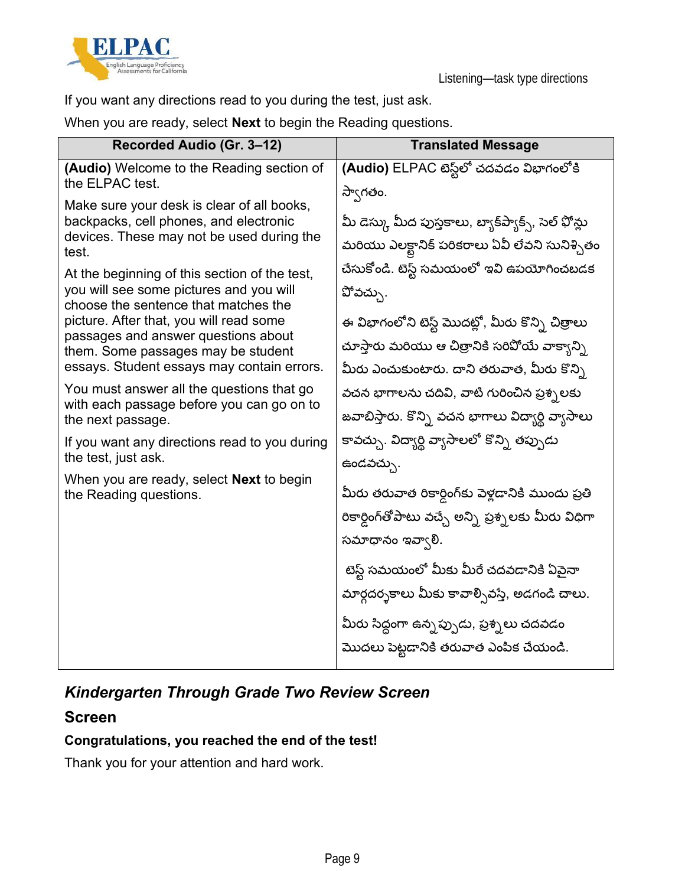If you want any directions read to you during the test, just ask.

When you are ready, select **Next** to begin the Reading questions.

| Recorded Audio (Gr. 3–12) | Translated Message |
|---|---|
| **(Audio)** Welcome to the Reading section of the ELPAC test.<br><br>Make sure your desk is clear of all books, backpacks, cell phones, and electronic devices. These may not be used during the test.<br><br>At the beginning of this section of the test, you will see some pictures and you will choose the sentence that matches the picture. After that, you will read some passages and answer questions about them. Some passages may be student essays. Student essays may contain errors.<br><br>You must answer all the questions that go with each passage before you can go on to the next passage.<br><br>If you want any directions read to you during the test, just ask.<br><br>When you are ready, select **Next** to begin the Reading questions. | **(Audio)** ELPAC టెస్ట్‌లో చదవడం విభాగంలోకి స్వాగతం.<br><br>మీ డెస్కు మీద పుస్తకాలు, బ్యాక్‌ప్యాక్స్, సెల్ ఫోన్లు మరియు ఎలక్ట్రానిక్ పరికరాలు ఏవీ లేవని సునిశ్చితం చేసుకోండి. టెస్ట్ సమయంలో ఇవి ఉపయోగించబడక పోవచ్చు.<br><br>ఈ విభాగంలోని టెస్ట్ మొదట్లో, మీరు కొన్ని చిత్రాలు చూస్తారు మరియు ఆ చిత్రానికి సరిపోయే వాక్యాన్ని మీరు ఎంచుకుంటారు. దాని తరువాత, మీరు కొన్ని వచన భాగాలను చదివి, వాటి గురించిన ప్రశ్నలకు జవాబిస్తారు. కొన్ని వచన భాగాలు విద్యార్థి వ్యాసాలు కావచ్చు. విద్యార్థి వ్యాసాలలో కొన్ని తప్పుడు ఉండవచ్చు.<br><br>మీరు తరువాత రికార్డింగ్‌కు వెళ్లడానికి ముందు ప్రతి రికార్డింగ్‌తోపాటు వచ్చే అన్ని ప్రశ్నలకు మీరు విధిగా సమాధానం ఇవ్వాలి.<br><br>టెస్ట్ సమయంలో మీకు మీరే చదవడానికి ఏవైనా మార్గదర్శకాలు మీకు కావాల్సివస్తే, అడగండి చాలు.<br><br>మీరు సిద్ధంగా ఉన్నప్పుడు, ప్రశ్నలు చదవడం మొదలు పెట్టడానికి తరువాత ఎంపిక చేయండి. |

## *Kindergarten Through Grade Two Review Screen*

### Screen

**Congratulations, you reached the end of the test!**

Thank you for your attention and hard work.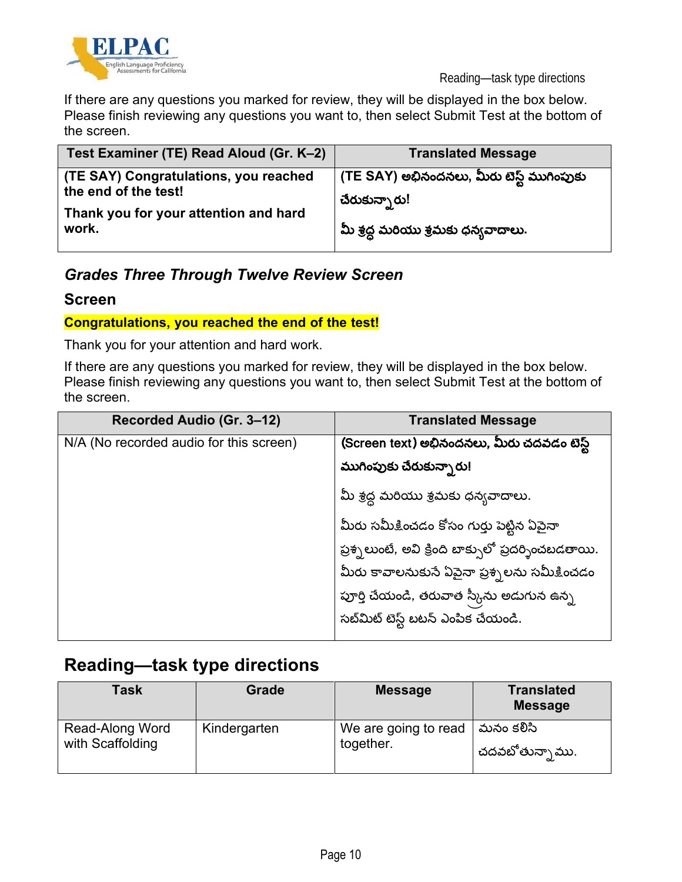If there are any questions you marked for review, they will be displayed in the box below. Please finish reviewing any questions you want to, then select Submit Test at the bottom of the screen.

| Test Examiner (TE) Read Aloud (Gr. K–2) | Translated Message |
|---|---|
| **(TE SAY) Congratulations, you reached the end of the test!** **Thank you for your attention and hard work.** | **(TE SAY) అభినందనలు, మీరు టెస్ట్ ముగింపుకు చేరుకున్నారు!** **మీ శ్రద్ధ మరియు శ్రమకు ధన్యవాదాలు.** |

### *Grades Three Through Twelve Review Screen*

#### Screen

**Congratulations, you reached the end of the test!**

Thank you for your attention and hard work.

If there are any questions you marked for review, they will be displayed in the box below. Please finish reviewing any questions you want to, then select Submit Test at the bottom of the screen.

| Recorded Audio (Gr. 3–12) | Translated Message |
|---|---|
| N/A (No recorded audio for this screen) | **(Screen text) అభినందనలు, మీరు చదవడం టెస్ట్ ముగింపుకు చేరుకున్నారు!** మీ శ్రద్ధ మరియు శ్రమకు ధన్యవాదాలు. మీరు సమీక్షించడం కోసం గుర్తు పెట్టిన ఏవైనా ప్రశ్నలుంటే, అవి క్రింది బాక్సులో ప్రదర్శించబడతాయి. మీరు కావాలనుకునే ఏవైనా ప్రశ్నలను సమీక్షించడం పూర్తి చేయండి, తరువాత స్క్రీను అడుగున ఉన్న సబ్‌మిట్ టెస్ట్ బటన్ ఎంపిక చేయండి. |

## Reading—task type directions

| Task | Grade | Message | Translated Message |
|---|---|---|---|
| Read-Along Word with Scaffolding | Kindergarten | We are going to read together. | మనం కలిసి చదవబోతున్నాము. |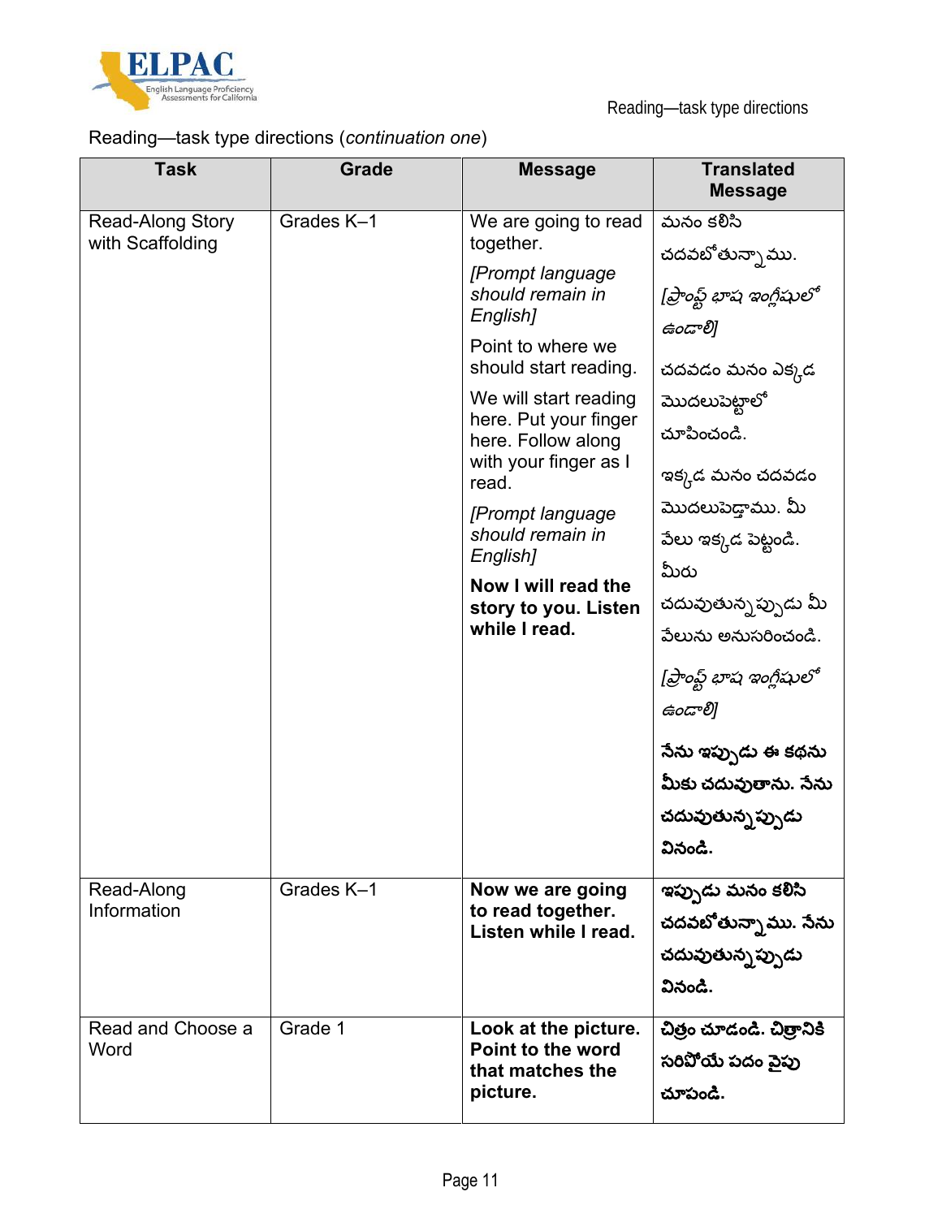Reading—task type directions (*continuation one*)

| Task | Grade | Message | Translated Message |
|---|---|---|---|
| Read-Along Story with Scaffolding | Grades K–1 | We are going to read together. *[Prompt language should remain in English]* Point to where we should start reading. We will start reading here. Put your finger here. Follow along with your finger as I read. *[Prompt language should remain in English]* **Now I will read the story to you. Listen while I read.** | మనం కలిసి చదవబోతున్నాము. *[ప్రాంప్ట్ భాష ఇంగ్లీషులో ఉండాలి]* చదవడం మనం ఎక్కడ మొదలుపెట్టాలో చూపించండి. ఇక్కడ మనం చదవడం మొదలుపెడ్తాము. మీ వేలు ఇక్కడ పెట్టండి. మీరు చదువుతున్నప్పుడు మీ వేలును అనుసరించండి. *[ప్రాంప్ట్ భాష ఇంగ్లీషులో ఉండాలి]* **నేను ఇప్పుడు ఈ కథను మీకు చదువుతాను. నేను చదువుతున్నప్పుడు వినండి.** |
| Read-Along Information | Grades K–1 | **Now we are going to read together. Listen while I read.** | **ఇప్పుడు మనం కలిసి చదవబోతున్నాము. నేను చదువుతున్నప్పుడు వినండి.** |
| Read and Choose a Word | Grade 1 | **Look at the picture. Point to the word that matches the picture.** | **చిత్రం చూడండి. చిత్రానికి సరిపోయే పదం వైపు చూపండి.** |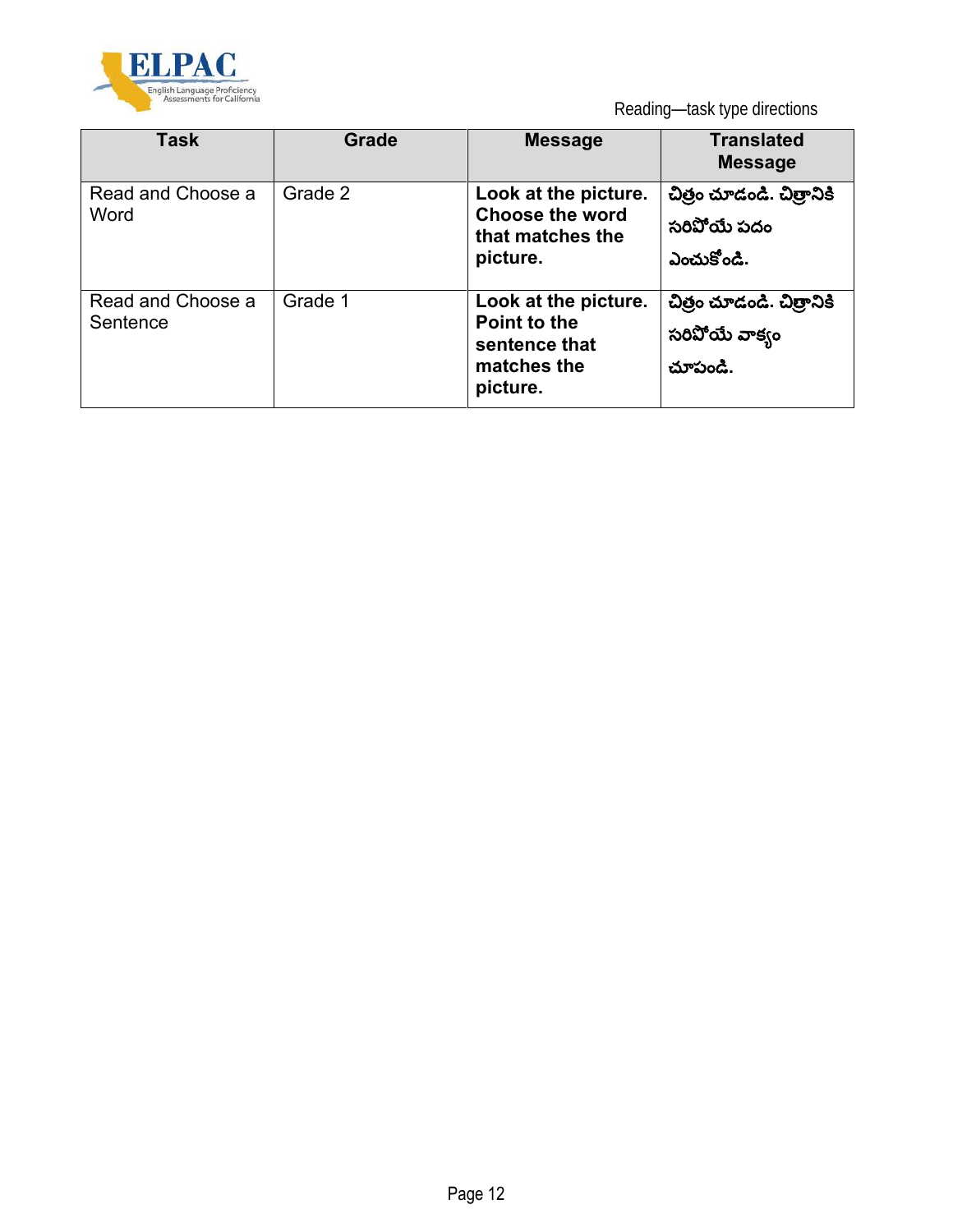Reading—task type directions

| Task | Grade | Message | Translated Message |
|---|---|---|---|
| Read and Choose a Word | Grade 2 | **Look at the picture. Choose the word that matches the picture.** | **చిత్రం చూడండి. చిత్రానికి సరిపోయే పదం ఎంచుకోండి.** |
| Read and Choose a Sentence | Grade 1 | **Look at the picture. Point to the sentence that matches the picture.** | **చిత్రం చూడండి. చిత్రానికి సరిపోయే వాక్యం చూపండి.** |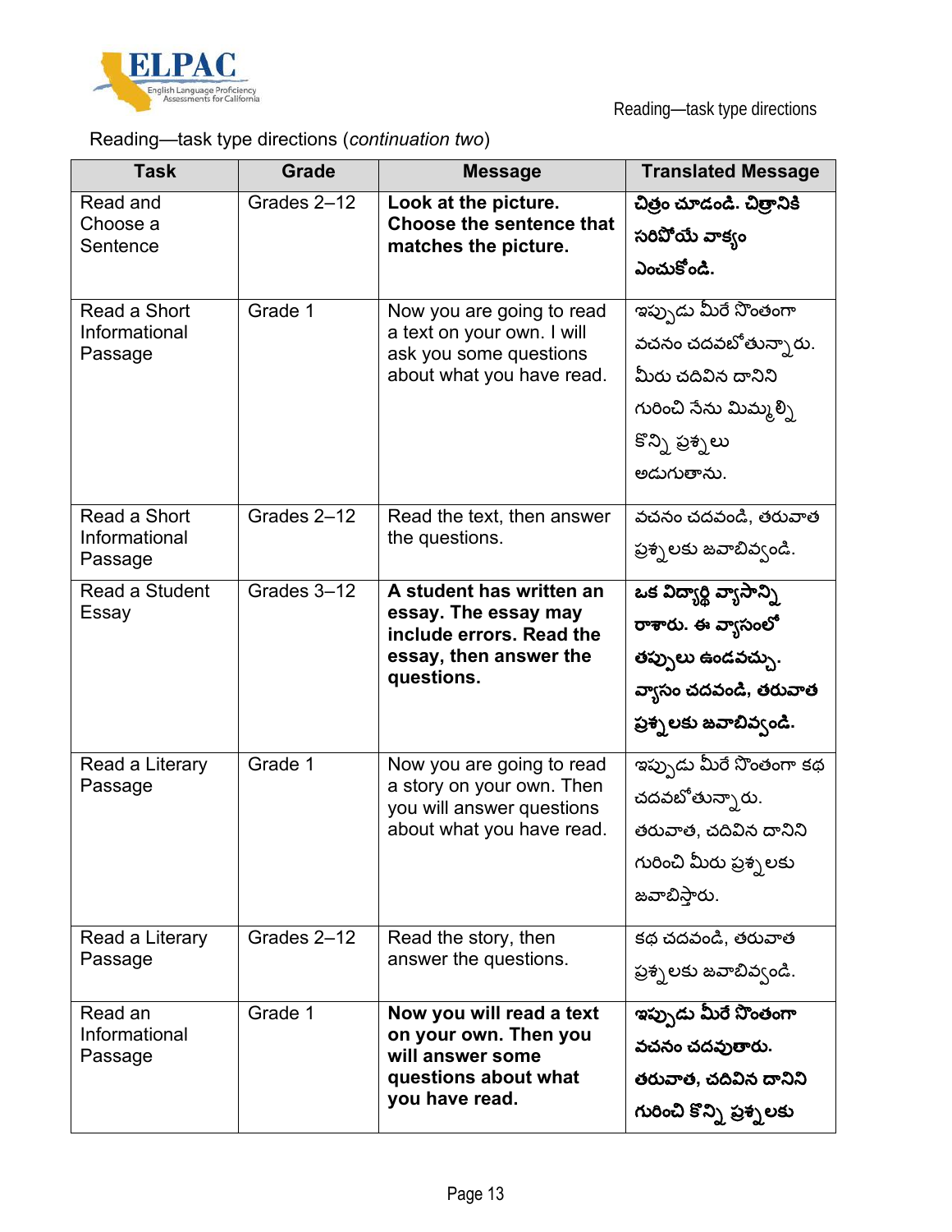Reading—task type directions (*continuation two*)

| Task | Grade | Message | Translated Message |
|---|---|---|---|
| Read and Choose a Sentence | Grades 2–12 | **Look at the picture. Choose the sentence that matches the picture.** | **చిత్రం చూడండి. చిత్రానికి సరిపోయే వాక్యం ఎంచుకోండి.** |
| Read a Short Informational Passage | Grade 1 | Now you are going to read a text on your own. I will ask you some questions about what you have read. | ఇప్పుడు మీరే సొంతంగా వచనం చదవబోతున్నారు. మీరు చదివిన దానిని గురించి నేను మిమ్మల్ని కొన్ని ప్రశ్నలు అడుగుతాను. |
| Read a Short Informational Passage | Grades 2–12 | Read the text, then answer the questions. | వచనం చదవండి, తరువాత ప్రశ్నలకు జవాబివ్వండి. |
| Read a Student Essay | Grades 3–12 | **A student has written an essay. The essay may include errors. Read the essay, then answer the questions.** | **ఒక విద్యార్థి వ్యాసాన్ని రాశారు. ఈ వ్యాసంలో తప్పులు ఉండవచ్చు. వ్యాసం చదవండి, తరువాత ప్రశ్నలకు జవాబివ్వండి.** |
| Read a Literary Passage | Grade 1 | Now you are going to read a story on your own. Then you will answer questions about what you have read. | ఇప్పుడు మీరే సొంతంగా కథ చదవబోతున్నారు. తరువాత, చదివిన దానిని గురించి మీరు ప్రశ్నలకు జవాబిస్తారు. |
| Read a Literary Passage | Grades 2–12 | Read the story, then answer the questions. | కథ చదవండి, తరువాత ప్రశ్నలకు జవాబివ్వండి. |
| Read an Informational Passage | Grade 1 | **Now you will read a text on your own. Then you will answer some questions about what you have read.** | **ఇప్పుడు మీరే సొంతంగా వచనం చదవుతారు. తరువాత, చదివిన దానిని గురించి కొన్ని ప్రశ్నలకు** |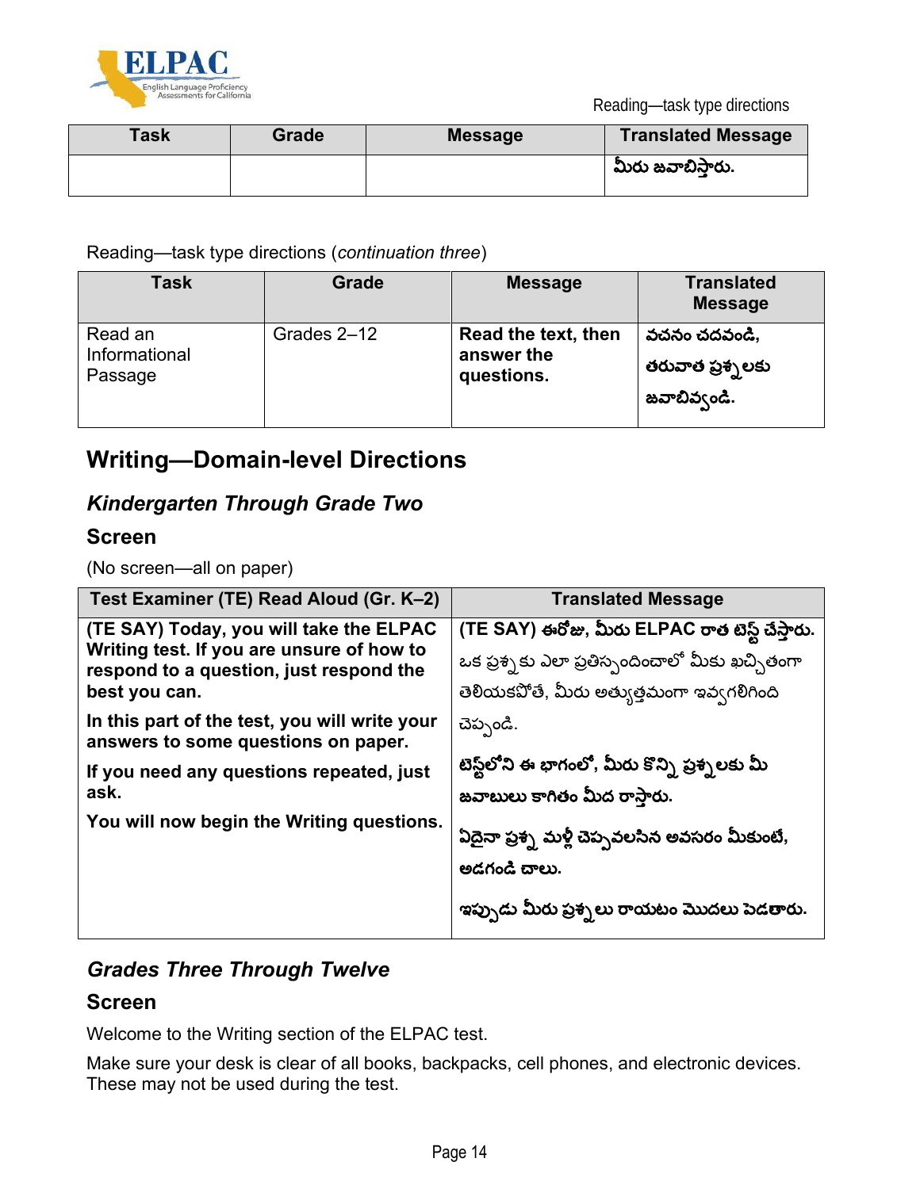| Task | Grade | Message | Translated Message |
|---|---|---|---|
| | | | మీరు జవాబిస్తారు. |

Reading—task type directions (*continuation three*)

| Task | Grade | Message | Translated Message |
|---|---|---|---|
| Read an Informational Passage | Grades 2–12 | **Read the text, then answer the questions.** | **వచనం చదవండి, తరువాత ప్రశ్నలకు జవాబివ్వండి.** |

## Writing—Domain-level Directions

### *Kindergarten Through Grade Two*

### Screen

(No screen—all on paper)

| Test Examiner (TE) Read Aloud (Gr. K–2) | Translated Message |
|---|---|
| **(TE SAY) Today, you will take the ELPAC Writing test. If you are unsure of how to respond to a question, just respond the best you can.**<br><br>**In this part of the test, you will write your answers to some questions on paper.**<br><br>**If you need any questions repeated, just ask.**<br><br>**You will now begin the Writing questions.** | **(TE SAY) ఈరోజు, మీరు ELPAC రాత టెస్ట్ చేస్తారు.** ఒక ప్రశ్నకు ఎలా ప్రతిస్పందించాలో మీకు ఖచ్చితంగా తెలియకపోతే, మీరు అత్యుత్తమంగా ఇవ్వగలిగింది చెప్పండి.<br><br>**టెస్ట్‌లోని ఈ భాగంలో, మీరు కొన్ని ప్రశ్నలకు మీ జవాబులు కాగితం మీద రాస్తారు.**<br><br>**ఏదైనా ప్రశ్న మళ్లీ చెప్పవలసిన అవసరం మీకుంటే, అడగండి చాలు.**<br><br>**ఇప్పుడు మీరు ప్రశ్నలు రాయటం మొదలు పెడతారు.** |

### *Grades Three Through Twelve*

### Screen

Welcome to the Writing section of the ELPAC test.

Make sure your desk is clear of all books, backpacks, cell phones, and electronic devices. These may not be used during the test.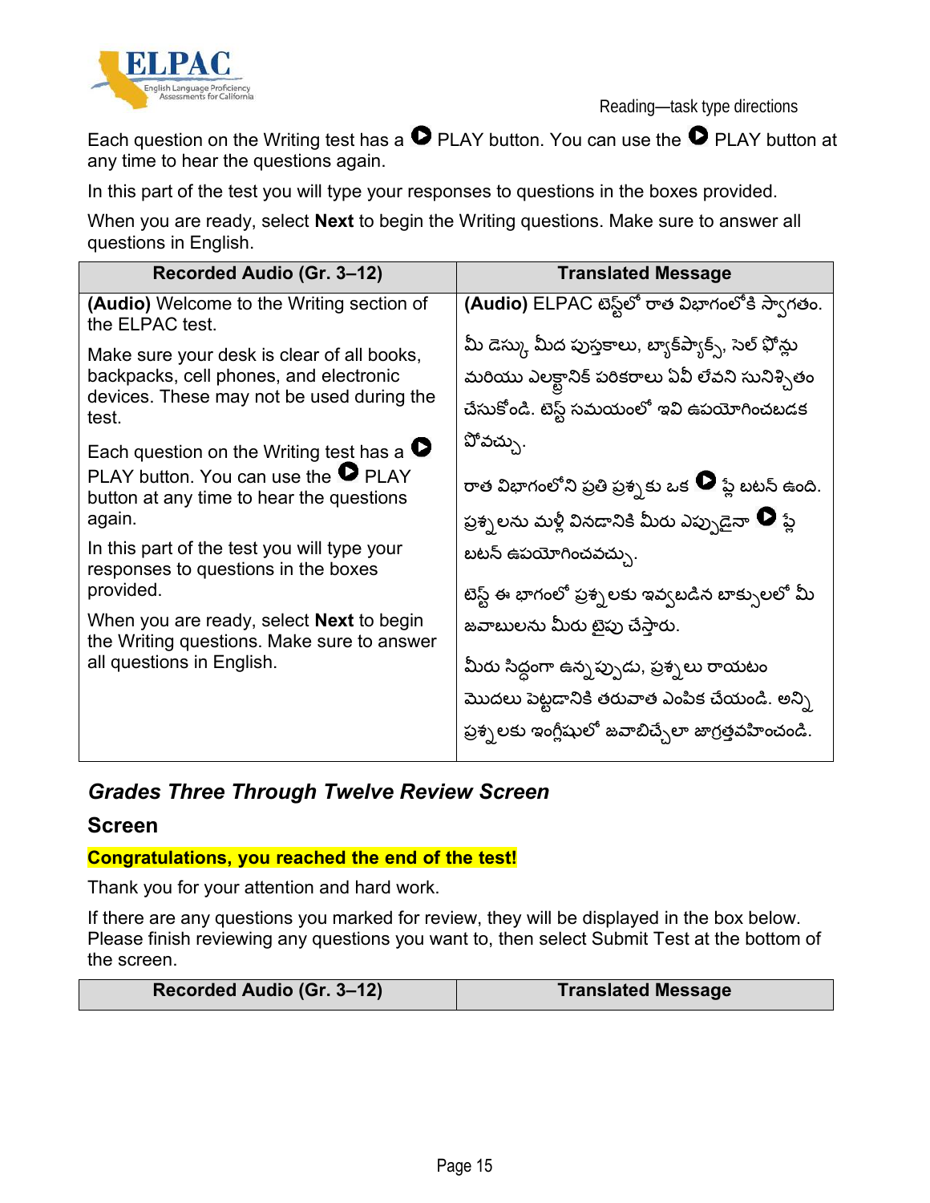Each question on the Writing test has a ▶ PLAY button. You can use the ▶ PLAY button at any time to hear the questions again.

In this part of the test you will type your responses to questions in the boxes provided.

When you are ready, select **Next** to begin the Writing questions. Make sure to answer all questions in English.

| Recorded Audio (Gr. 3–12) | Translated Message |
|---|---|
| **(Audio)** Welcome to the Writing section of the ELPAC test.<br><br>Make sure your desk is clear of all books, backpacks, cell phones, and electronic devices. These may not be used during the test.<br><br>Each question on the Writing test has a ▶ PLAY button. You can use the ▶ PLAY button at any time to hear the questions again.<br><br>In this part of the test you will type your responses to questions in the boxes provided.<br><br>When you are ready, select **Next** to begin the Writing questions. Make sure to answer all questions in English. | **(Audio)** ELPAC టెస్ట్‌లో రాత విభాగంలోకి స్వాగతం.<br><br>మీ డెస్కు మీద పుస్తకాలు, బ్యాక్‌ప్యాక్స్, సెల్ ఫోన్లు మరియు ఎలక్ట్రానిక్ పరికరాలు ఏవీ లేవని సునిశ్చితం చేసుకోండి. టెస్ట్ సమయంలో ఇవి ఉపయోగించబడక పోవచ్చు.<br><br>రాత విభాగంలోని ప్రతి ప్రశ్నకు ఒక ▶ ప్లే బటన్ ఉంది. ప్రశ్నలను మళ్లీ వినడానికి మీరు ఎప్పుడైనా ▶ ప్లే బటన్ ఉపయోగించవచ్చు.<br><br>టెస్ట్ ఈ భాగంలో ప్రశ్నలకు ఇవ్వబడిన బాక్సులలో మీ జవాబులను మీరు టైపు చేస్తారు.<br><br>మీరు సిద్ధంగా ఉన్నప్పుడు, ప్రశ్నలు రాయటం మొదలు పెట్టడానికి తరువాత ఎంపిక చేయండి. అన్ని ప్రశ్నలకు ఇంగ్లీషులో జవాబిచ్చేలా జాగ్రత్తవహించండి. |

### *Grades Three Through Twelve Review Screen*

#### Screen

**Congratulations, you reached the end of the test!**

Thank you for your attention and hard work.

If there are any questions you marked for review, they will be displayed in the box below. Please finish reviewing any questions you want to, then select Submit Test at the bottom of the screen.

| Recorded Audio (Gr. 3–12) | Translated Message |
|---|---|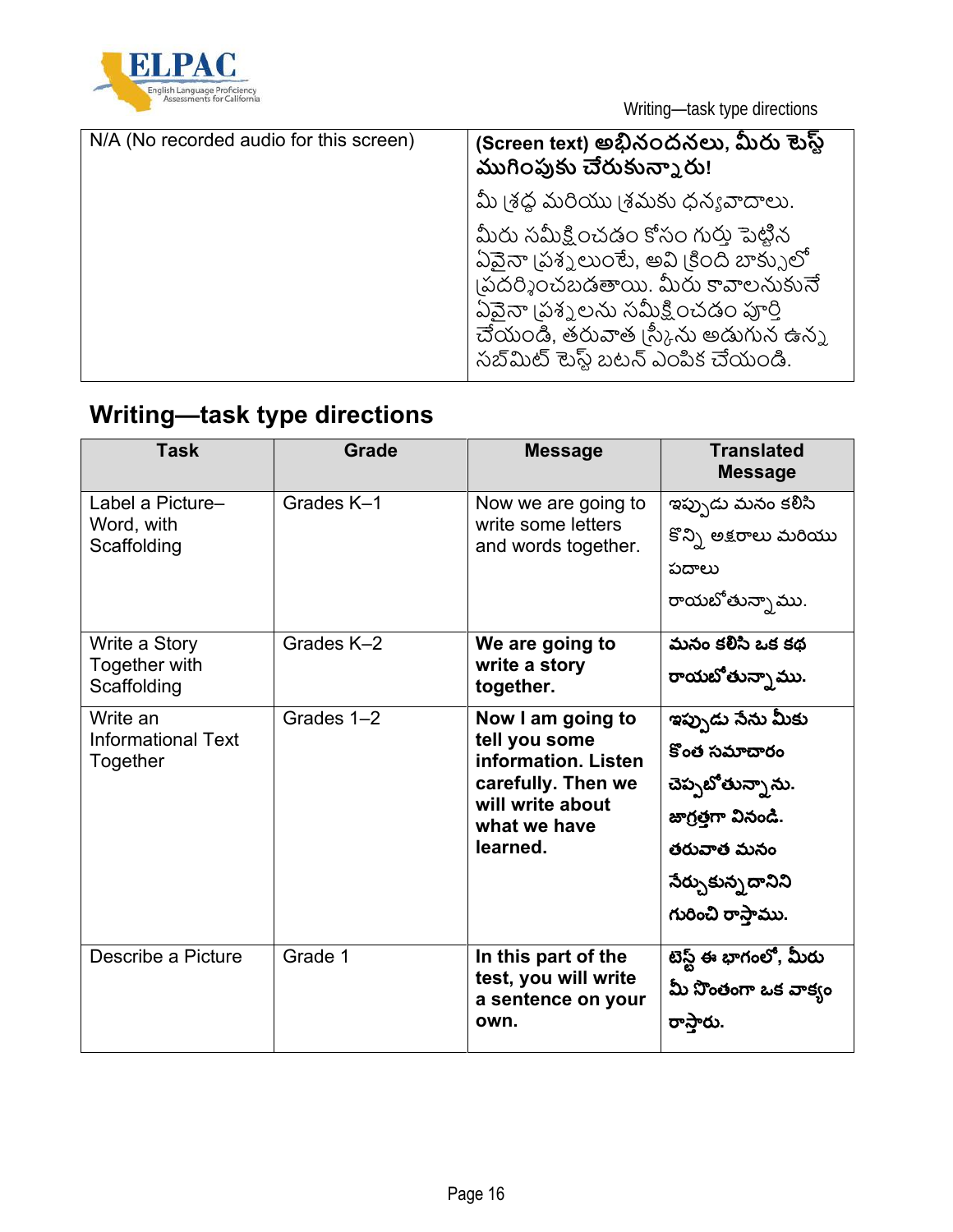| N/A (No recorded audio for this screen) | **(Screen text) అభినందనలు, మీరు టెస్ట్ ముగింపుకు చేరుకున్నారు!**<br><br>మీ శ్రద్ధ మరియు శ్రమకు ధన్యవాదాలు.<br><br>మీరు సమీక్షించడం కోసం గుర్తు పెట్టిన ఏవైనా ప్రశ్నలుంటే, అవి క్రింది బాక్సులో ప్రదర్శించబడతాయి. మీరు కావాలనుకునే ఏవైనా ప్రశ్నలను సమీక్షించడం పూర్తి చేయండి, తరువాత స్క్రీను అడుగున ఉన్న సబ్‌మిట్ టెస్ట్ బటన్ ఎంపిక చేయండి. |
|---|---|

## Writing—task type directions

| Task | Grade | Message | Translated Message |
|---|---|---|---|
| Label a Picture–Word, with Scaffolding | Grades K–1 | Now we are going to write some letters and words together. | ఇప్పుడు మనం కలిసి కొన్ని అక్షరాలు మరియు పదాలు రాయబోతున్నాము. |
| Write a Story Together with Scaffolding | Grades K–2 | **We are going to write a story together.** | **మనం కలిసి ఒక కథ రాయబోతున్నాము.** |
| Write an Informational Text Together | Grades 1–2 | **Now I am going to tell you some information. Listen carefully. Then we will write about what we have learned.** | **ఇప్పుడు నేను మీకు కొంత సమాచారం చెప్పబోతున్నాను. జాగ్రత్తగా వినండి. తరువాత మనం నేర్చుకున్నదాని గురించి రాస్తాము.** |
| Describe a Picture | Grade 1 | **In this part of the test, you will write a sentence on your own.** | **టెస్ట్ ఈ భాగంలో, మీరు మీ సొంతంగా ఒక వాక్యం రాస్తారు.** |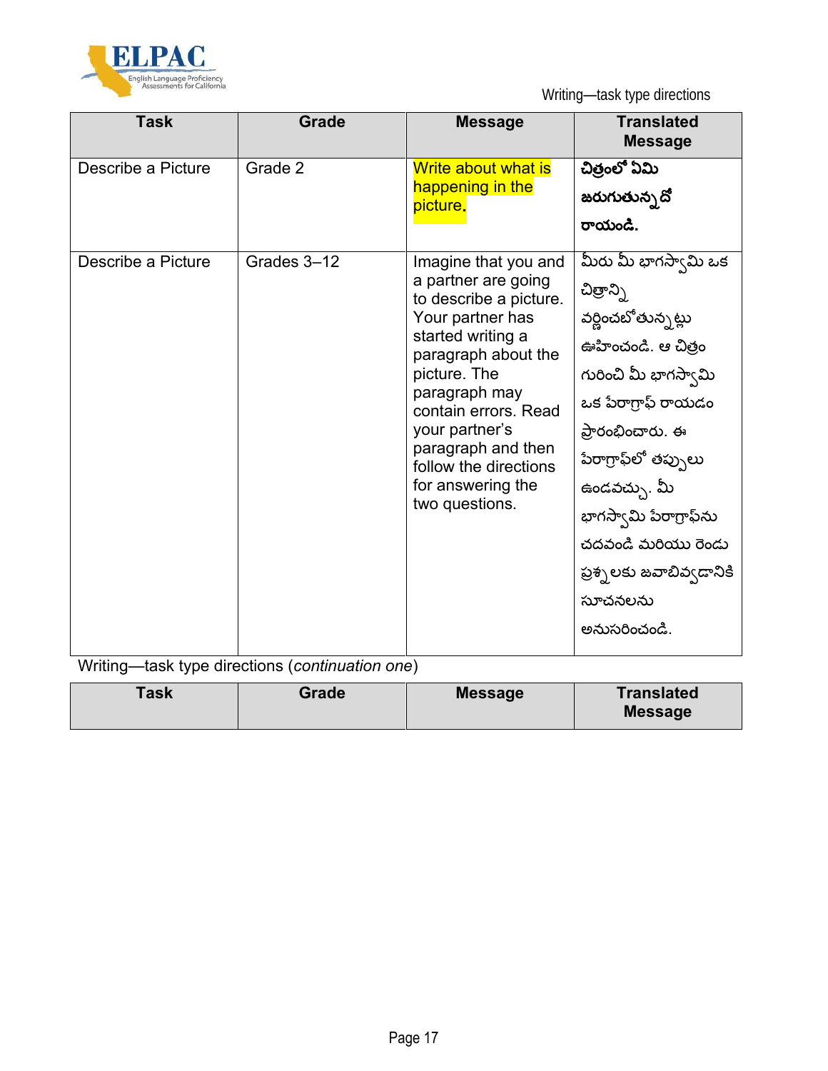Writing—task type directions

| Task | Grade | Message | Translated Message |
|---|---|---|---|
| Describe a Picture | Grade 2 | Write about what is happening in the picture. | **చిత్రంలో ఏమి జరుగుతున్నదో రాయండి.** |
| Describe a Picture | Grades 3–12 | Imagine that you and a partner are going to describe a picture. Your partner has started writing a paragraph about the picture. The paragraph may contain errors. Read your partner's paragraph and then follow the directions for answering the two questions. | మీరు మీ భాగస్వామి ఒక చిత్రాన్ని వర్ణించబోతున్నట్లు ఊహించండి. ఆ చిత్రం గురించి మీ భాగస్వామి ఒక పేరాగ్రాఫ్ రాయడం ప్రారంభించారు. ఈ పేరాగ్రాఫ్‌లో తప్పులు ఉండవచ్చు. మీ భాగస్వామి పేరాగ్రాఫ్‌ను చదవండి మరియు రెండు ప్రశ్నలకు జవాబివ్వడానికి సూచనలను అనుసరించండి. |

Writing—task type directions (*continuation one*)

| Task | Grade | Message | Translated Message |
|---|---|---|---|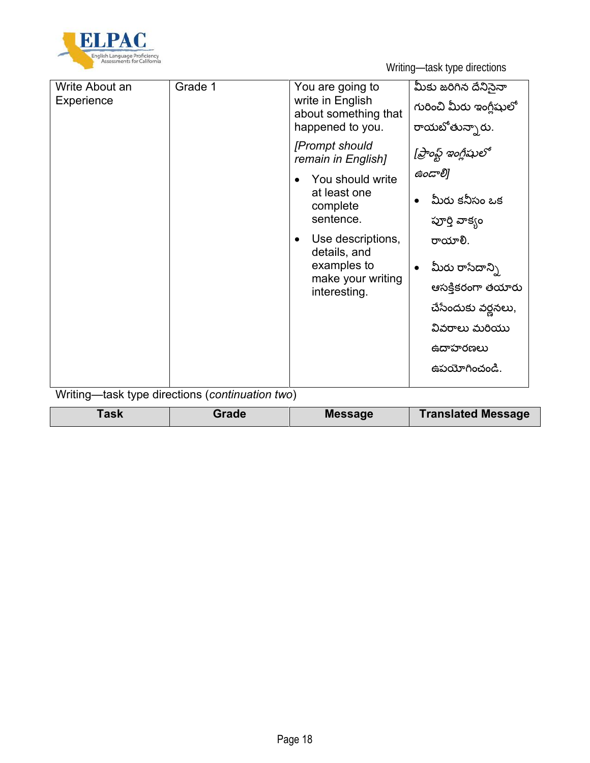| Write About an Experience | Grade 1 | You are going to write in English about something that happened to you.<br><br>*[Prompt should remain in English]*<br><br>• You should write at least one complete sentence.<br>• Use descriptions, details, and examples to make your writing interesting. | మీకు జరిగిన దేనిసైనా గురించి మీరు ఇంగ్లీషులో రాయబోతున్నారు.<br><br>*[ప్రాంప్ట్ ఇంగ్లీషులో ఉండాలి]*<br><br>• మీరు కనీసం ఒక పూర్తి వాక్యం రాయాలి.<br>• మీరు రాసేదాన్ని ఆసక్తికరంగా తయారు చేసేందుకు వర్ణనలు, వివరాలు మరియు ఉదాహరణలు ఉపయోగించండి. |
|---|---|---|---|

Writing—task type directions (*continuation two*)

| Task | Grade | Message | Translated Message |
|---|---|---|---|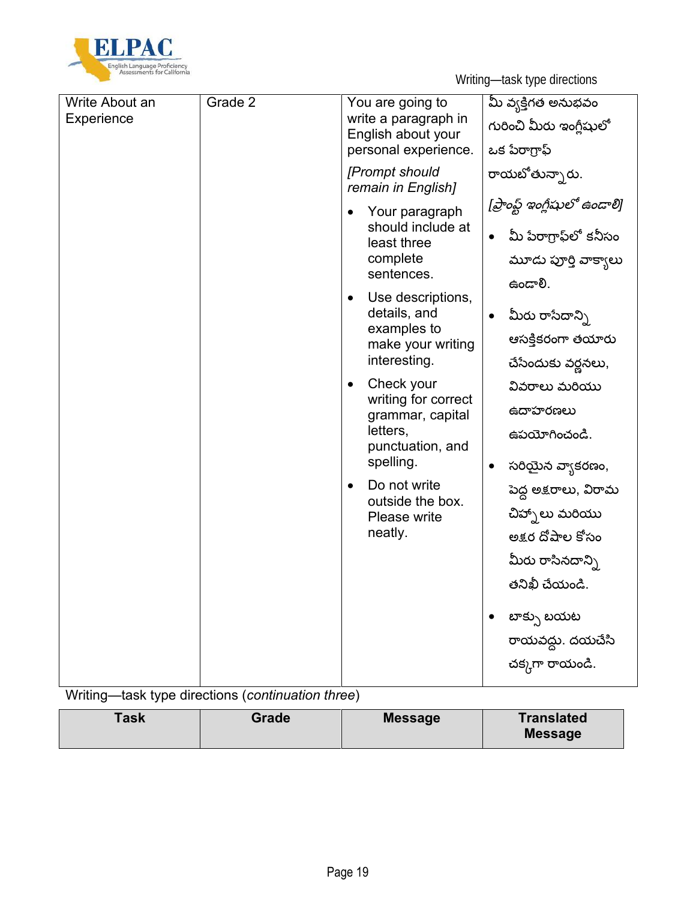| Write About an Experience | Grade 2 | You are going to write a paragraph in English about your personal experience.<br><br>*[Prompt should remain in English]*<br><br>• Your paragraph should include at least three complete sentences.<br>• Use descriptions, details, and examples to make your writing interesting.<br>• Check your writing for correct grammar, capital letters, punctuation, and spelling.<br>• Do not write outside the box. Please write neatly. | మీ వ్యక్తిగత అనుభవం గురించి మీరు ఇంగ్లీషులో ఒక పేరాగ్రాఫ్ రాయబోతున్నారు.<br><br>*[ప్రాంప్ట్ ఇంగ్లీషులో ఉండాలి]*<br><br>• మీ పేరాగ్రాఫ్‌లో కనీసం మూడు పూర్తి వాక్యాలు ఉండాలి.<br>• మీరు రాసేదాన్ని ఆసక్తికరంగా తయారు చేసేందుకు వర్ణనలు, వివరాలు మరియు ఉదాహరణలు ఉపయోగించండి.<br>• సరియైన వ్యాకరణం, పెద్ద అక్షరాలు, విరామ చిహ్నాలు మరియు అక్షర దోషాల కోసం మీరు రాసినదాన్ని తనిఖీ చేయండి.<br>• బాక్సు బయట రాయవద్దు. దయచేసి చక్కగా రాయండి. |
|---|---|---|---|

Writing—task type directions (*continuation three*)

| Task | Grade | Message | Translated Message |
|---|---|---|---|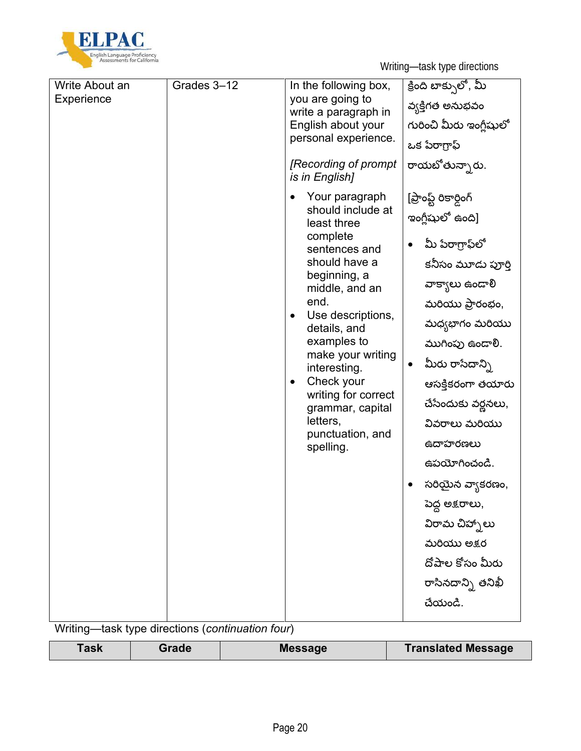| Write About an Experience | Grades 3–12 | In the following box, you are going to write a paragraph in English about your personal experience.<br><br>*[Recording of prompt is in English]*<br><br>• Your paragraph should include at least three complete sentences and should have a beginning, a middle, and an end.<br>• Use descriptions, details, and examples to make your writing interesting.<br>• Check your writing for correct grammar, capital letters, punctuation, and spelling. | క్రింది బాక్సులో, మీ వ్యక్తిగత అనుభవం గురించి మీరు ఇంగ్లీషులో ఒక పేరాగ్రాఫ్ రాయబోతున్నారు.<br><br>[ప్రాంప్ట్ రికార్డింగ్ ఇంగ్లీషులో ఉంది]<br><br>• మీ పేరాగ్రాఫ్‌లో కనీసం మూడు పూర్తి వాక్యాలు ఉండాలి మరియు ప్రారంభం, మధ్యభాగం మరియు ముగింపు ఉండాలి.<br>• మీరు రాసేదాన్ని ఆసక్తికరంగా తయారు చేసేందుకు వర్ణనలు, వివరాలు మరియు ఉదాహరణలు ఉపయోగించండి.<br>• సరియైన వ్యాకరణం, పెద్ద అక్షరాలు, విరామ చిహ్నాలు మరియు అక్షర దోషాల కోసం మీరు రాసినదాన్ని తనిఖీ చేయండి. |
|---|---|---|---|

Writing—task type directions (*continuation four*)

| Task | Grade | Message | Translated Message |
|---|---|---|---|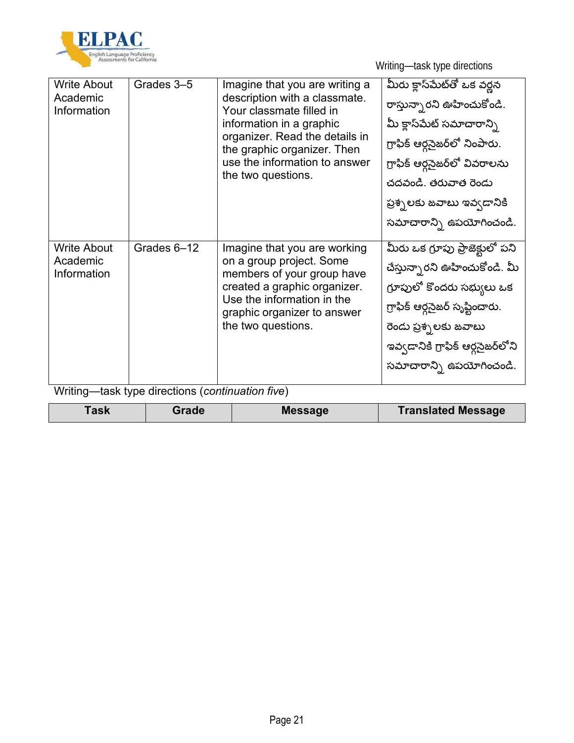| Write About Academic Information | Grades 3–5 | Imagine that you are writing a description with a classmate. Your classmate filled in information in a graphic organizer. Read the details in the graphic organizer. Then use the information to answer the two questions. | మీరు క్లాస్‌మేట్‌తో ఒక వర్ణన రాస్తున్నారని ఊహించుకోండి. మీ క్లాస్‌మేట్ సమాచారాన్ని గ్రాఫిక్ ఆర్గనైజర్‌లో నింపారు. గ్రాఫిక్ ఆర్గనైజర్‌లో వివరాలను చదవండి. తరువాత రెండు ప్రశ్నలకు జవాబు ఇవ్వడానికి సమాచారాన్ని ఉపయోగించండి. |
|---|---|---|---|
| Write About Academic Information | Grades 6–12 | Imagine that you are working on a group project. Some members of your group have created a graphic organizer. Use the information in the graphic organizer to answer the two questions. | మీరు ఒక గ్రూపు ప్రాజెక్టులో పని చేస్తున్నారని ఊహించుకోండి. మీ గ్రూపులో కొందరు సభ్యులు ఒక గ్రాఫిక్ ఆర్గనైజర్ సృష్టించారు. రెండు ప్రశ్నలకు జవాబు ఇవ్వడానికి గ్రాఫిక్ ఆర్గనైజర్‌లోని సమాచారాన్ని ఉపయోగించండి. |

Writing—task type directions (*continuation five*)

| Task | Grade | Message | Translated Message |
|---|---|---|---|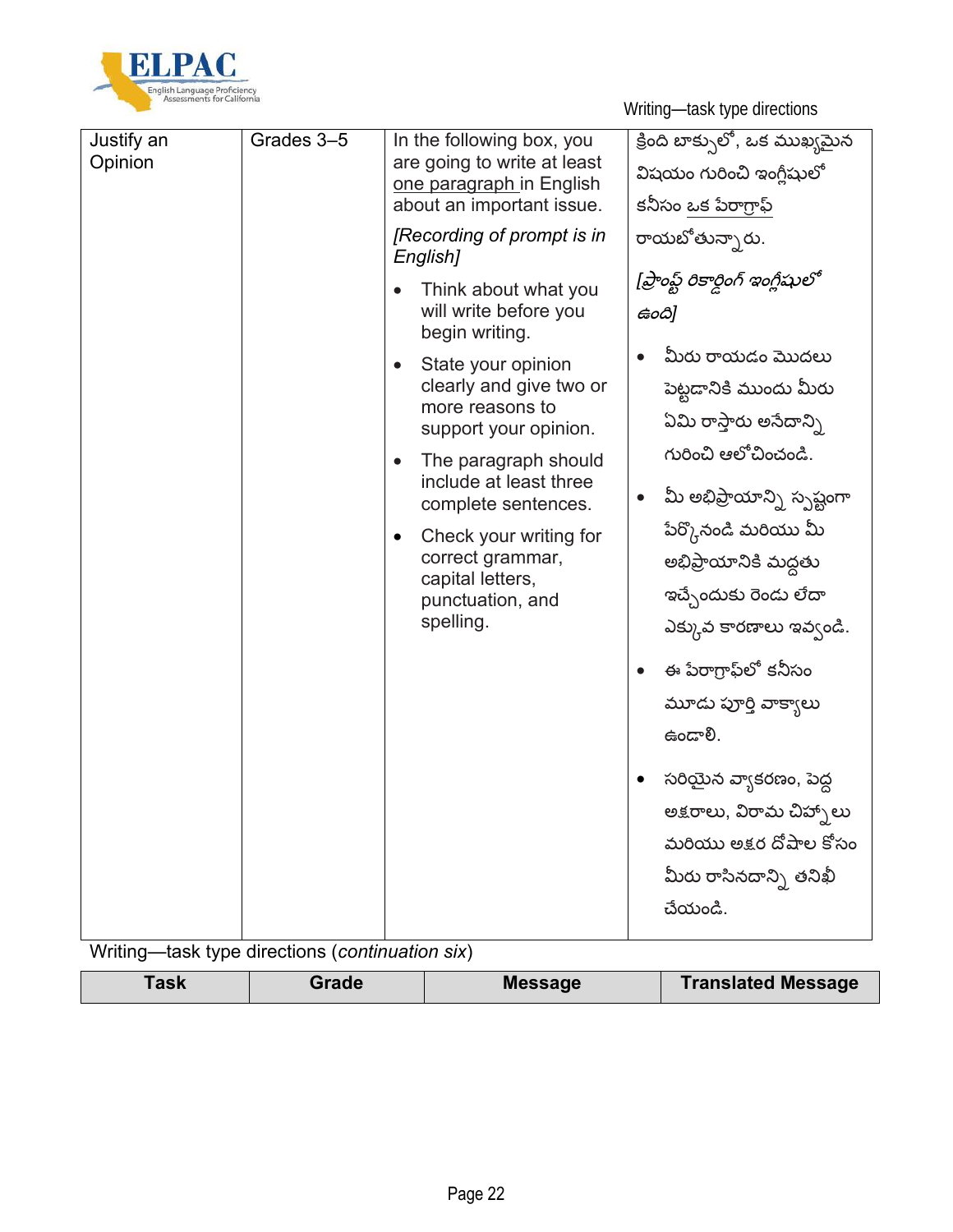| Justify an Opinion | Grades 3–5 | In the following box, you are going to write at least one paragraph in English about an important issue.<br><br>*[Recording of prompt is in English]*<br><br>• Think about what you will write before you begin writing.<br>• State your opinion clearly and give two or more reasons to support your opinion.<br>• The paragraph should include at least three complete sentences.<br>• Check your writing for correct grammar, capital letters, punctuation, and spelling. | క్రింది బాక్సులో, ఒక ముఖ్యమైన విషయం గురించి ఇంగ్లీషులో కనీసం ఒక పేరాగ్రాఫ్ రాయబోతున్నారు.<br><br>*[ప్రాంప్ట్ రికార్డింగ్ ఇంగ్లీషులో ఉంది]*<br><br>• మీరు రాయడం మొదలు పెట్టడానికి ముందు మీరు ఏమి రాస్తారు అనేదాన్ని గురించి ఆలోచించండి.<br>• మీ అభిప్రాయాన్ని స్పష్టంగా పేర్కొనండి మరియు మీ అభిప్రాయానికి మద్దతు ఇచ్చేందుకు రెండు లేదా ఎక్కువ కారణాలు ఇవ్వండి.<br>• ఈ పేరాగ్రాఫ్‌లో కనీసం మూడు పూర్తి వాక్యాలు ఉండాలి.<br>• సరియైన వ్యాకరణం, పెద్ద అక్షరాలు, విరామ చిహ్నాలు మరియు అక్షర దోషాల కోసం మీరు రాసినదాన్ని తనిఖీ చేయండి. |
|---|---|---|---|

Writing—task type directions (*continuation six*)

| Task | Grade | Message | Translated Message |
|---|---|---|---|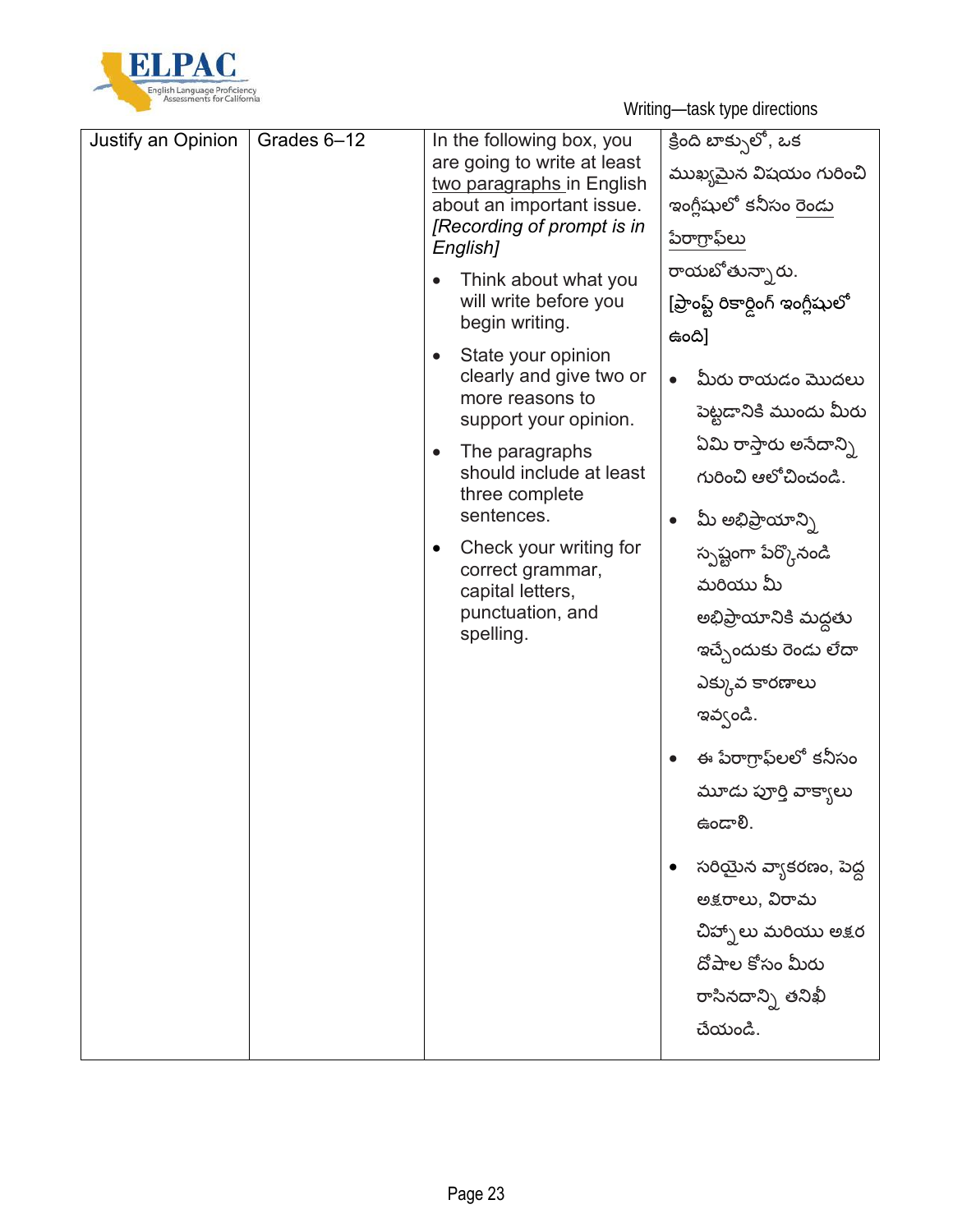Writing—task type directions

| Justify an Opinion | Grades 6–12 | In the following box, you are going to write at least <u>two paragraphs</u> in English about an important issue. *[Recording of prompt is in English]*<br>• Think about what you will write before you begin writing.<br>• State your opinion clearly and give two or more reasons to support your opinion.<br>• The paragraphs should include at least three complete sentences.<br>• Check your writing for correct grammar, capital letters, punctuation, and spelling. | క్రింది బాక్సులో, ఒక ముఖ్యమైన విషయం గురించి ఇంగ్లీషులో కనీసం <u>రెండు పేరాగ్రాఫ్‌లు</u> రాయబోతున్నారు. [ప్రాంప్ట్ రికార్డింగ్ ఇంగ్లీషులో ఉంది]<br>• మీరు రాయడం మొదలు పెట్టడానికి ముందు మీరు ఏమి రాస్తారు అనేదాన్ని గురించి ఆలోచించండి.<br>• మీ అభిప్రాయాన్ని స్పష్టంగా పేర్కొనండి మరియు మీ అభిప్రాయానికి మద్దతు ఇచ్చేందుకు రెండు లేదా ఎక్కువ కారణాలు ఇవ్వండి.<br>• ఈ పేరాగ్రాఫ్‌లలో కనీసం మూడు పూర్తి వాక్యాలు ఉండాలి.<br>• సరియైన వ్యాకరణం, పెద్ద అక్షరాలు, విరామ చిహ్నాలు మరియు అక్షర దోషాల కోసం మీరు రాసినదాన్ని తనిఖీ చేయండి. |
|---|---|---|---|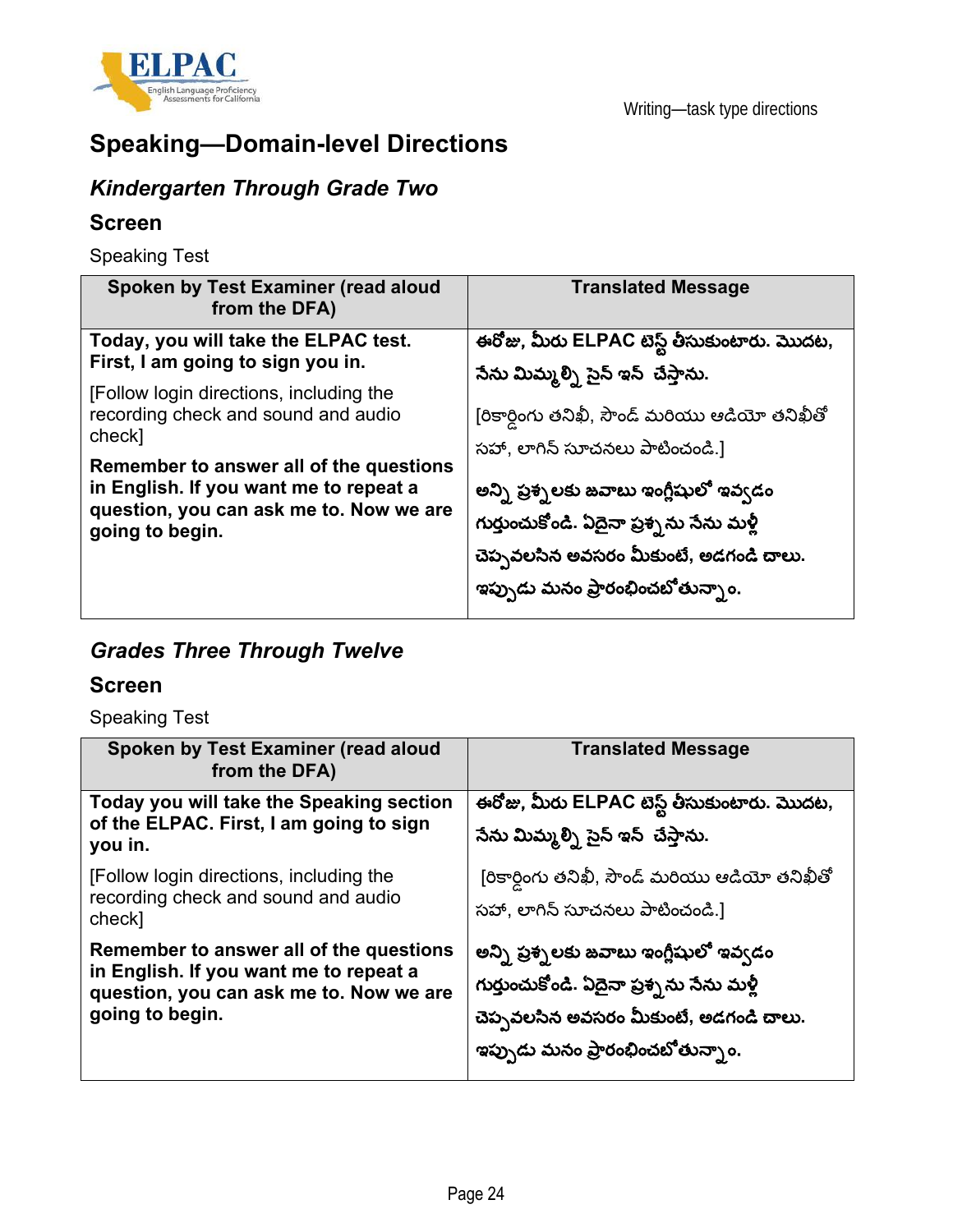## Speaking—Domain-level Directions

### *Kindergarten Through Grade Two*

### Screen

Speaking Test

| Spoken by Test Examiner (read aloud from the DFA) | Translated Message |
|---|---|
| **Today, you will take the ELPAC test. First, I am going to sign you in.**<br>[Follow login directions, including the recording check and sound and audio check]<br>**Remember to answer all of the questions in English. If you want me to repeat a question, you can ask me to. Now we are going to begin.** | **ఈరోజు, మీరు ELPAC టెస్ట్ తీసుకుంటారు. మొదట, నేను మిమ్మల్ని సైన్ ఇన్ చేస్తాను.**<br>[రికార్డింగు తనిఖీ, సౌండ్ మరియు ఆడియో తనిఖీతో సహా, లాగిన్ సూచనలు పాటించండి.]<br>**అన్ని ప్రశ్నలకు జవాబు ఇంగ్లీషులో ఇవ్వడం గుర్తుంచుకోండి. ఏదైనా ప్రశ్నను నేను మళ్లీ చెప్పవలసిన అవసరం మీకుంటే, అడగండి చాలు. ఇప్పుడు మనం ప్రారంభించబోతున్నాం.** |

### *Grades Three Through Twelve*

### Screen

Speaking Test

| Spoken by Test Examiner (read aloud from the DFA) | Translated Message |
|---|---|
| **Today you will take the Speaking section of the ELPAC. First, I am going to sign you in.**<br>[Follow login directions, including the recording check and sound and audio check]<br>**Remember to answer all of the questions in English. If you want me to repeat a question, you can ask me to. Now we are going to begin.** | **ఈరోజు, మీరు ELPAC టెస్ట్ తీసుకుంటారు. మొదట, నేను మిమ్మల్ని సైన్ ఇన్ చేస్తాను.**<br>[రికార్డింగు తనిఖీ, సౌండ్ మరియు ఆడియో తనిఖీతో సహా, లాగిన్ సూచనలు పాటించండి.]<br>**అన్ని ప్రశ్నలకు జవాబు ఇంగ్లీషులో ఇవ్వడం గుర్తుంచుకోండి. ఏదైనా ప్రశ్నను నేను మళ్లీ చెప్పవలసిన అవసరం మీకుంటే, అడగండి చాలు. ఇప్పుడు మనం ప్రారంభించబోతున్నాం.** |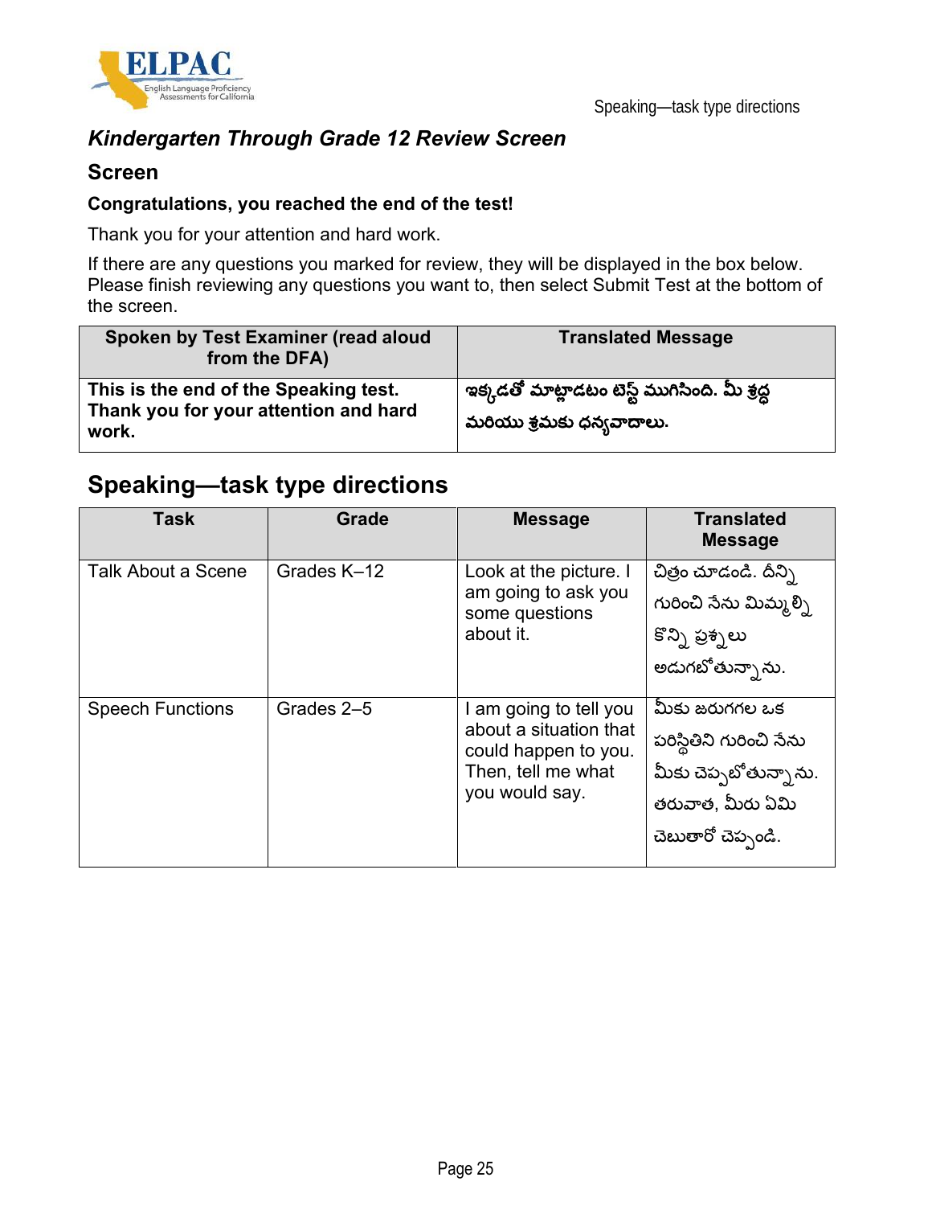### *Kindergarten Through Grade 12 Review Screen*

### Screen

**Congratulations, you reached the end of the test!**

Thank you for your attention and hard work.

If there are any questions you marked for review, they will be displayed in the box below. Please finish reviewing any questions you want to, then select Submit Test at the bottom of the screen.

| Spoken by Test Examiner (read aloud from the DFA) | Translated Message |
| --- | --- |
| **This is the end of the Speaking test. Thank you for your attention and hard work.** | **ఇక్కడతో మాట్లాడటం టెస్ట్ ముగిసింది. మీ శ్రద్ధ మరియు శ్రమకు ధన్యవాదాలు.** |

## Speaking—task type directions

| Task | Grade | Message | Translated Message |
| --- | --- | --- | --- |
| Talk About a Scene | Grades K–12 | Look at the picture. I am going to ask you some questions about it. | చిత్రం చూడండి. దీన్ని గురించి నేను మిమ్మల్ని కొన్ని ప్రశ్నలు అడుగబోతున్నాను. |
| Speech Functions | Grades 2–5 | I am going to tell you about a situation that could happen to you. Then, tell me what you would say. | మీకు జరుగగల ఒక పరిస్థితిని గురించి నేను మీకు చెప్పబోతున్నాను. తరువాత, మీరు ఏమి చెబుతారో చెప్పండి. |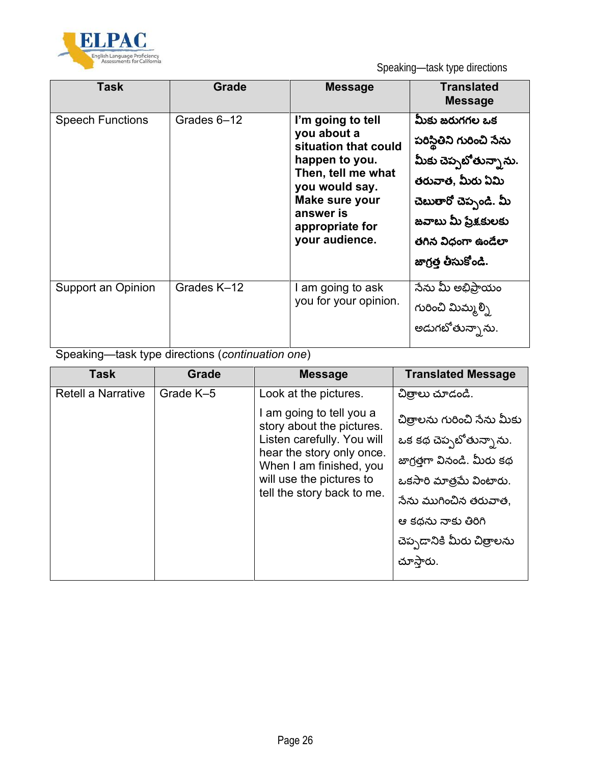Speaking—task type directions

| Task | Grade | Message | Translated Message |
| --- | --- | --- | --- |
| Speech Functions | Grades 6–12 | **I'm going to tell you about a situation that could happen to you. Then, tell me what you would say. Make sure your answer is appropriate for your audience.** | **మీకు జరుగగల ఒక పరిస్థితిని గురించి నేను మీకు చెప్పబోతున్నాను. తరువాత, మీరు ఏమి చెబుతారో చెప్పండి. మీ జవాబు మీ ప్రేక్షకులకు తగిన విధంగా ఉండేలా జాగ్రత్త తీసుకోండి.** |
| Support an Opinion | Grades K–12 | I am going to ask you for your opinion. | నేను మీ అభిప్రాయం గురించి మిమ్మల్ని అడుగబోతున్నాను. |

Speaking—task type directions (*continuation one*)

| Task | Grade | Message | Translated Message |
| --- | --- | --- | --- |
| Retell a Narrative | Grade K–5 | Look at the pictures.<br>I am going to tell you a story about the pictures. Listen carefully. You will hear the story only once. When I am finished, you will use the pictures to tell the story back to me. | చిత్రాలు చూడండి.<br>చిత్రాలను గురించి నేను మీకు ఒక కథ చెప్పబోతున్నాను. జాగ్రత్తగా వినండి. మీరు కథ ఒకసారి మాత్రమే వింటారు. నేను ముగించిన తరువాత, ఆ కథను నాకు తిరిగి చెప్పడానికి మీరు చిత్రాలను చూస్తారు. |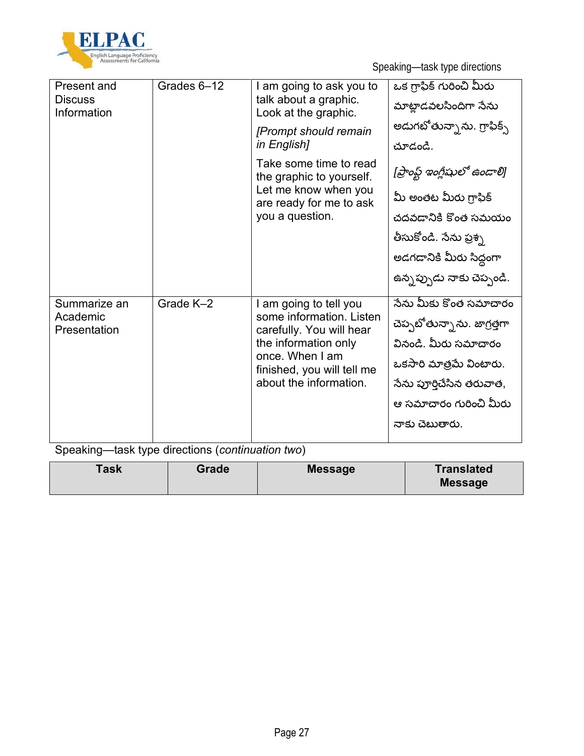| Present and Discuss Information | Grades 6–12 | I am going to ask you to talk about a graphic. Look at the graphic. *[Prompt should remain in English]* Take some time to read the graphic to yourself. Let me know when you are ready for me to ask you a question. | ఒక గ్రాఫిక్ గురించి మీరు మాట్లాడవలసిందిగా నేను అడుగబోతున్నాను. గ్రాఫిక్స్ చూడండి. *[ప్రాంప్ట్ ఇంగ్లీషులో ఉండాలి]* మీ అంతట మీరు గ్రాఫిక్ చదవడానికి కొంత సమయం తీసుకోండి. నేను ప్రశ్న అడగడానికి మీరు సిద్ధంగా ఉన్నప్పుడు నాకు చెప్పండి. |
|---|---|---|---|
| Summarize an Academic Presentation | Grade K–2 | I am going to tell you some information. Listen carefully. You will hear the information only once. When I am finished, you will tell me about the information. | నేను మీకు కొంత సమాచారం చెప్పబోతున్నాను. జాగ్రత్తగా వినండి. మీరు సమాచారం ఒకసారి మాత్రమే వింటారు. నేను పూర్తిచేసిన తరువాత, ఆ సమాచారం గురించి మీరు నాకు చెబుతారు. |

Speaking—task type directions (*continuation two*)

| Task | Grade | Message | Translated Message |
|---|---|---|---|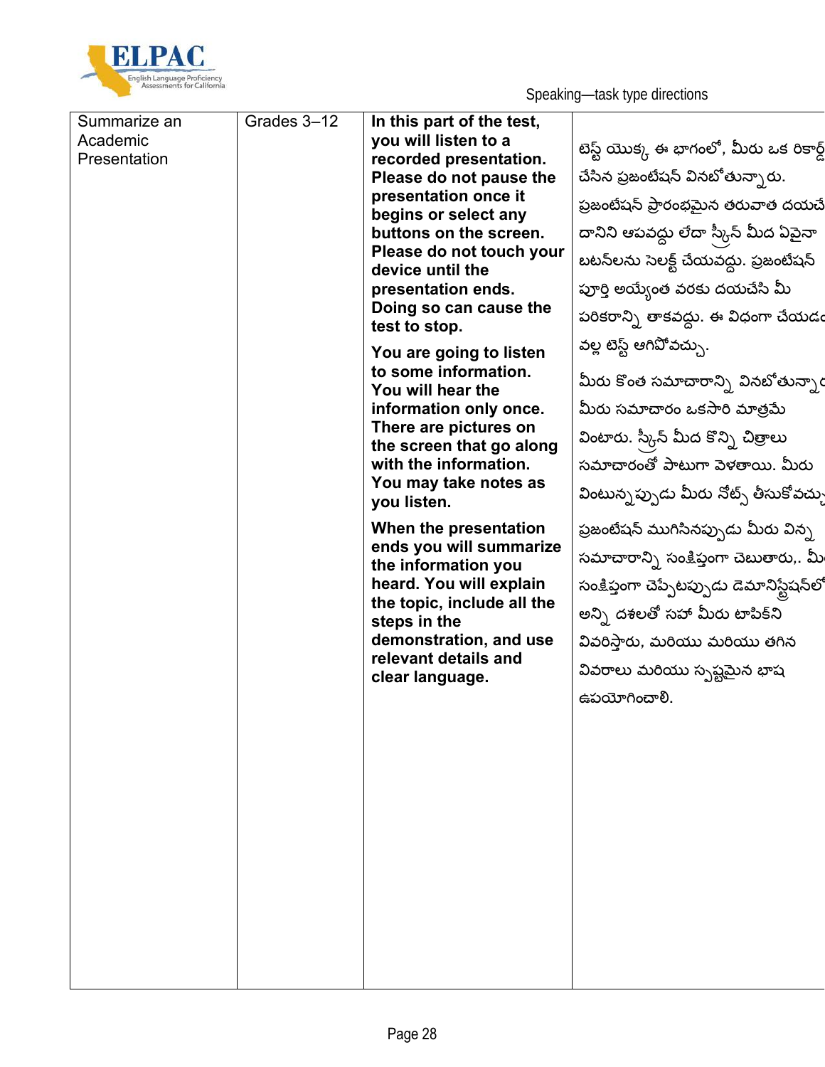| Summarize an Academic Presentation | Grades 3–12 | **In this part of the test, you will listen to a recorded presentation. Please do not pause the presentation once it begins or select any buttons on the screen. Please do not touch your device until the presentation ends. Doing so can cause the test to stop.**<br><br>**You are going to listen to some information. You will hear the information only once. There are pictures on the screen that go along with the information. You may take notes as you listen.**<br><br>**When the presentation ends you will summarize the information you heard. You will explain the topic, include all the steps in the demonstration, and use relevant details and clear language.** | టెస్ట్ యొక్క ఈ భాగంలో, మీరు ఒక రికార్డ్ చేసిన ప్రజంటేషన్ వినబోతున్నారు. ప్రజంటేషన్ ప్రారంభమైన తరువాత దయచే దానిని ఆపవద్దు లేదా స్క్రీన్ మీద ఏవైనా బటన్‌లను సెలక్ట్ చేయవద్దు. ప్రజంటేషన్ పూర్తి అయ్యేంత వరకు దయచేసి మీ పరికరాన్ని తాకవద్దు. ఈ విధంగా చేయడం వల్ల టెస్ట్ ఆగిపోవచ్చు.<br><br>మీరు కొంత సమాచారాన్ని వినబోతున్నా మీరు సమాచారం ఒకసారి మాత్రమే వింటారు. స్క్రీన్ మీద కొన్ని చిత్రాలు సమాచారంతో పాటుగా వెళతాయి. మీరు వింటున్నప్పుడు మీరు నోట్స్ తీసుకోవచ్చు<br><br>ప్రజంటేషన్ ముగిసినప్పుడు మీరు విన్న సమాచారాన్ని సంక్షిప్తంగా చెబుతారు,. మీ సంక్షిప్తంగా చెప్పేటప్పుడు డెమానిస్ట్రేషన్‌లో అన్ని దశలతో సహా మీరు టాపిక్‌ని వివరిస్తారు, మరియు మరియు తగిన వివరాలు మరియు స్పష్టమైన భాష ఉపయోగించాలి. |